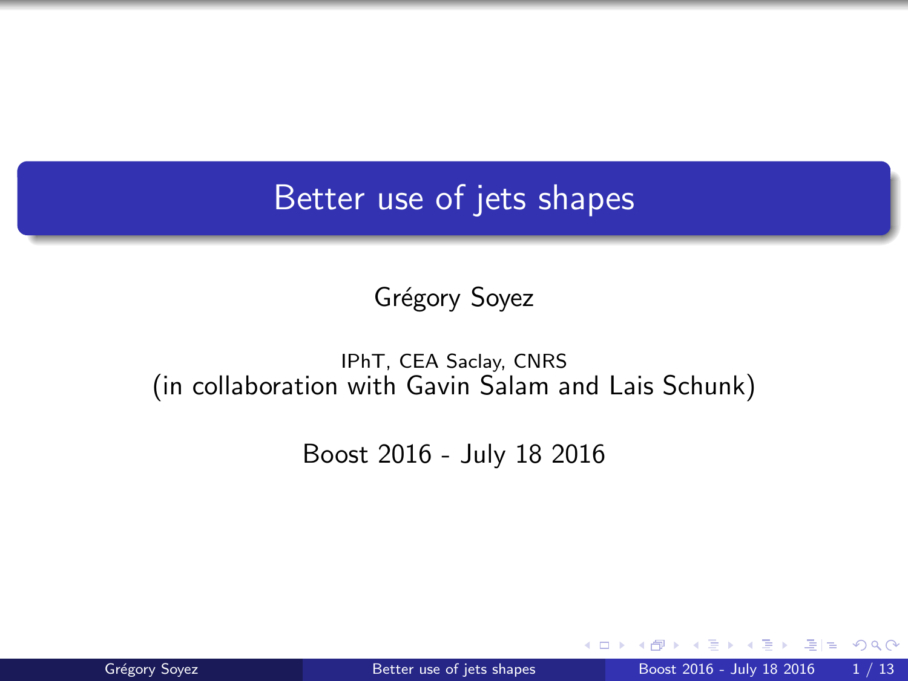# Better use of jets shapes

Grégory Soyez

IPhT, CEA Saclay, CNRS
(in collaboration with Gavin Salam and Lais Schunk)

Boost 2016 - July 18 2016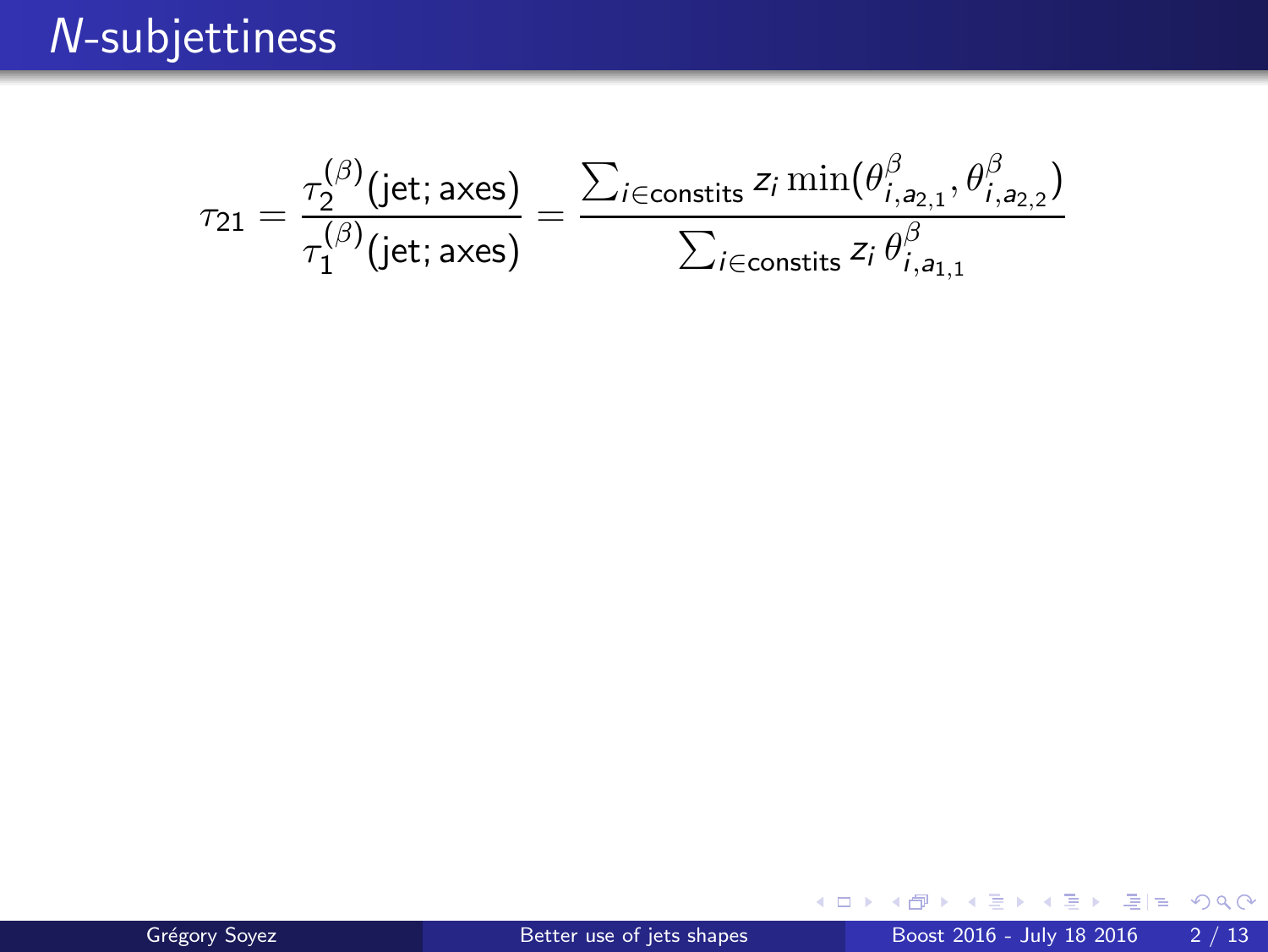# $N$-subjettiness

$$\tau_{21} = \frac{\tau_2^{(\beta)}(\text{jet; axes})}{\tau_1^{(\beta)}(\text{jet; axes})} = \frac{\sum_{i \in \text{constits}} z_i \min(\theta^{\beta}_{i,a_{2,1}}, \theta^{\beta}_{i,a_{2,2}})}{\sum_{i \in \text{constits}} z_i \, \theta^{\beta}_{i,a_{1,1}}}$$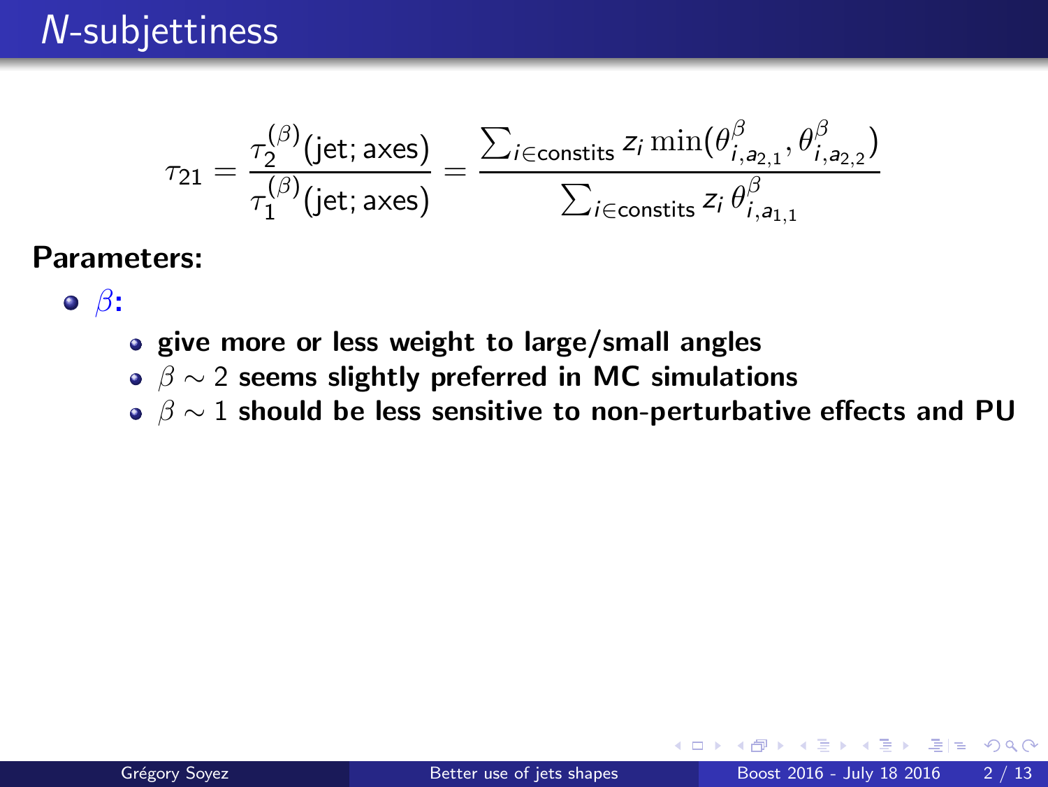# $N$-subjettiness

$$\tau_{21} = \frac{\tau_2^{(\beta)}(\text{jet; axes})}{\tau_1^{(\beta)}(\text{jet; axes})} = \frac{\sum_{i\in\text{constits}} z_i \min(\theta_{i,a_{2,1}}^{\beta}, \theta_{i,a_{2,2}}^{\beta})}{\sum_{i\in\text{constits}} z_i \, \theta_{i,a_{1,1}}^{\beta}}$$

**Parameters:**

- $\beta$:
  - **give more or less weight to large/small angles**
  - $\beta \sim 2$ **seems slightly preferred in MC simulations**
  - $\beta \sim 1$ **should be less sensitive to non-perturbative effects and PU**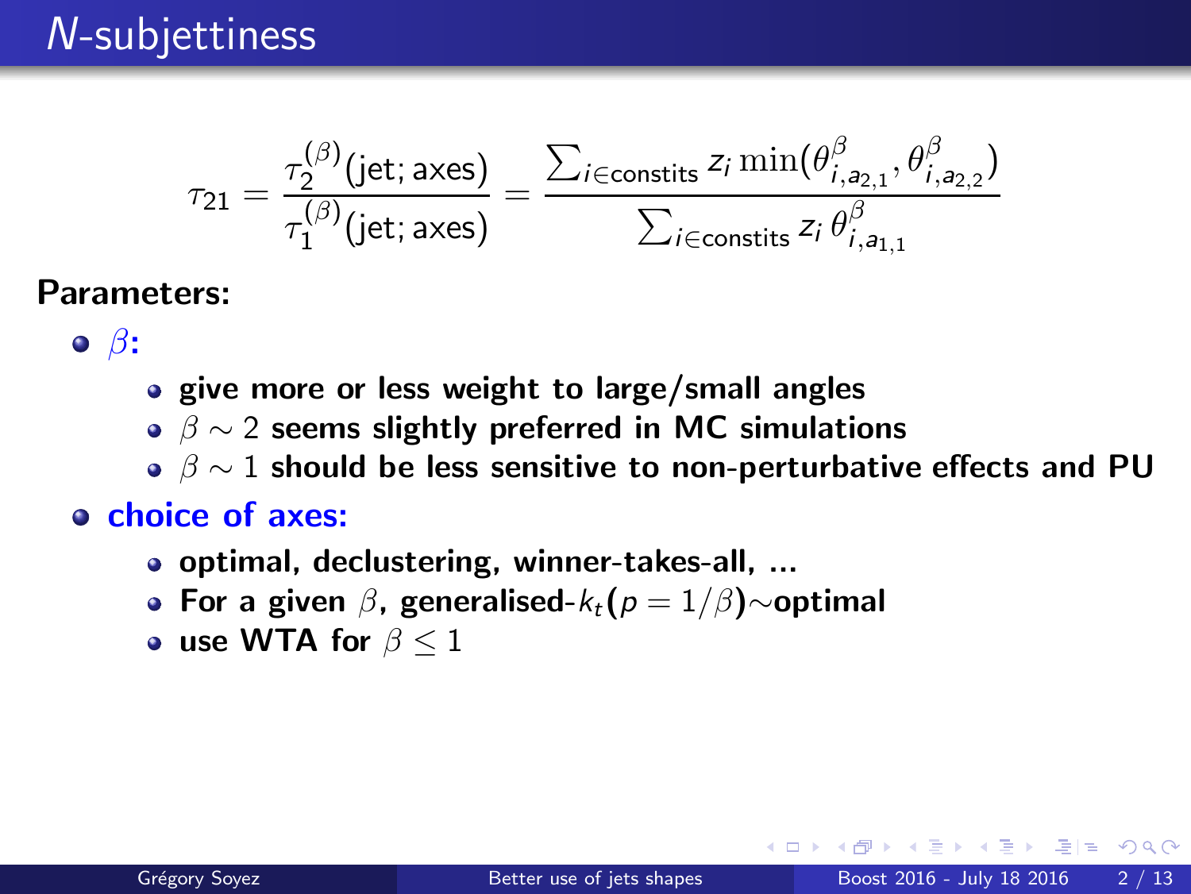# $N$-subjettiness

$$\tau_{21} = \frac{\tau_2^{(\beta)}(\text{jet; axes})}{\tau_1^{(\beta)}(\text{jet; axes})} = \frac{\sum_{i\in\text{constits}} z_i \min(\theta^\beta_{i,a_{2,1}}, \theta^\beta_{i,a_{2,2}})}{\sum_{i\in\text{constits}} z_i\, \theta^\beta_{i,a_{1,1}}}$$

**Parameters:**

- $\beta$**:**
  - **give more or less weight to large/small angles**
  - $\beta \sim 2$ **seems slightly preferred in MC simulations**
  - $\beta \sim 1$ **should be less sensitive to non-perturbative effects and PU**
- **choice of axes:**
  - **optimal, declustering, winner-takes-all, ...**
  - **For a given** $\beta$**, generalised-**$k_t$**(**$p = 1/\beta$**)**$\sim$**optimal**
  - **use WTA for** $\beta \leq 1$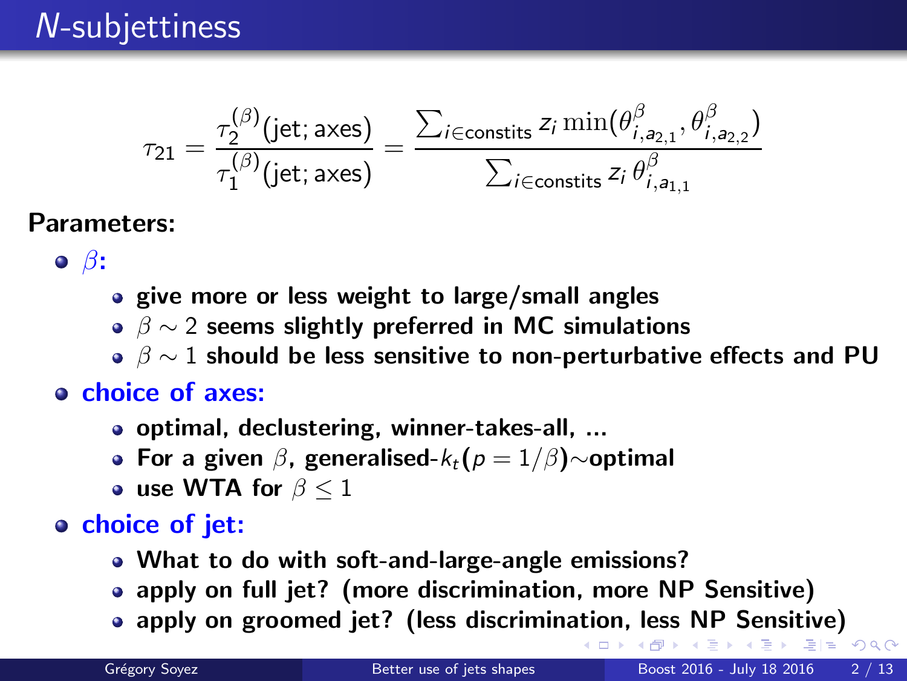# $N$-subjettiness

$$\tau_{21} = \frac{\tau_2^{(\beta)}(\text{jet; axes})}{\tau_1^{(\beta)}(\text{jet; axes})} = \frac{\sum_{i \in \text{constits}} z_i \min(\theta_{i,a_{2,1}}^{\beta}, \theta_{i,a_{2,2}}^{\beta})}{\sum_{i \in \text{constits}} z_i \, \theta_{i,a_{1,1}}^{\beta}}$$

**Parameters:**

- $\beta$:
  - give more or less weight to large/small angles
  - $\beta \sim 2$ seems slightly preferred in MC simulations
  - $\beta \sim 1$ should be less sensitive to non-perturbative effects and PU
- **choice of axes:**
  - optimal, declustering, winner-takes-all, ...
  - For a given $\beta$, generalised-$k_t$($p = 1/\beta$)$\sim$optimal
  - use WTA for $\beta \leq 1$
- **choice of jet:**
  - What to do with soft-and-large-angle emissions?
  - apply on full jet? (more discrimination, more NP Sensitive)
  - apply on groomed jet? (less discrimination, less NP Sensitive)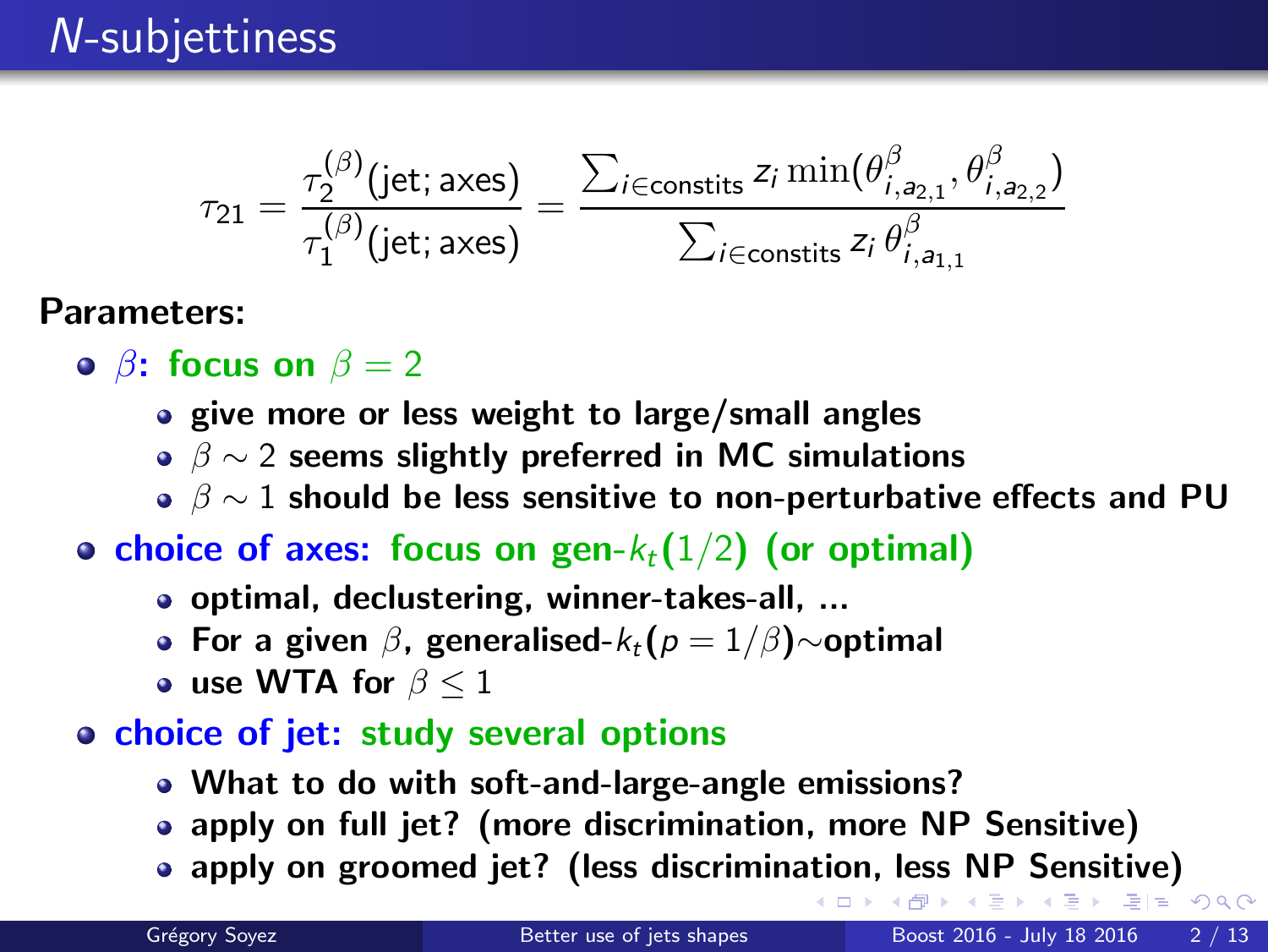# $N$-subjettiness

$$\tau_{21} = \frac{\tau_2^{(\beta)}(\text{jet; axes})}{\tau_1^{(\beta)}(\text{jet; axes})} = \frac{\sum_{i\in\text{constits}} z_i \min(\theta_{i,a_{2,1}}^{\beta}, \theta_{i,a_{2,2}}^{\beta})}{\sum_{i\in\text{constits}} z_i \, \theta_{i,a_{1,1}}^{\beta}}$$

**Parameters:**

- **$\beta$: focus on $\beta = 2$**
  - **give more or less weight to large/small angles**
  - **$\beta \sim 2$ seems slightly preferred in MC simulations**
  - **$\beta \sim 1$ should be less sensitive to non-perturbative effects and PU**
- **choice of axes: focus on gen-$k_t(1/2)$ (or optimal)**
  - **optimal, declustering, winner-takes-all, ...**
  - **For a given $\beta$, generalised-$k_t(p = 1/\beta)\sim$optimal**
  - **use WTA for $\beta \leq 1$**
- **choice of jet: study several options**
  - **What to do with soft-and-large-angle emissions?**
  - **apply on full jet? (more discrimination, more NP Sensitive)**
  - **apply on groomed jet? (less discrimination, less NP Sensitive)**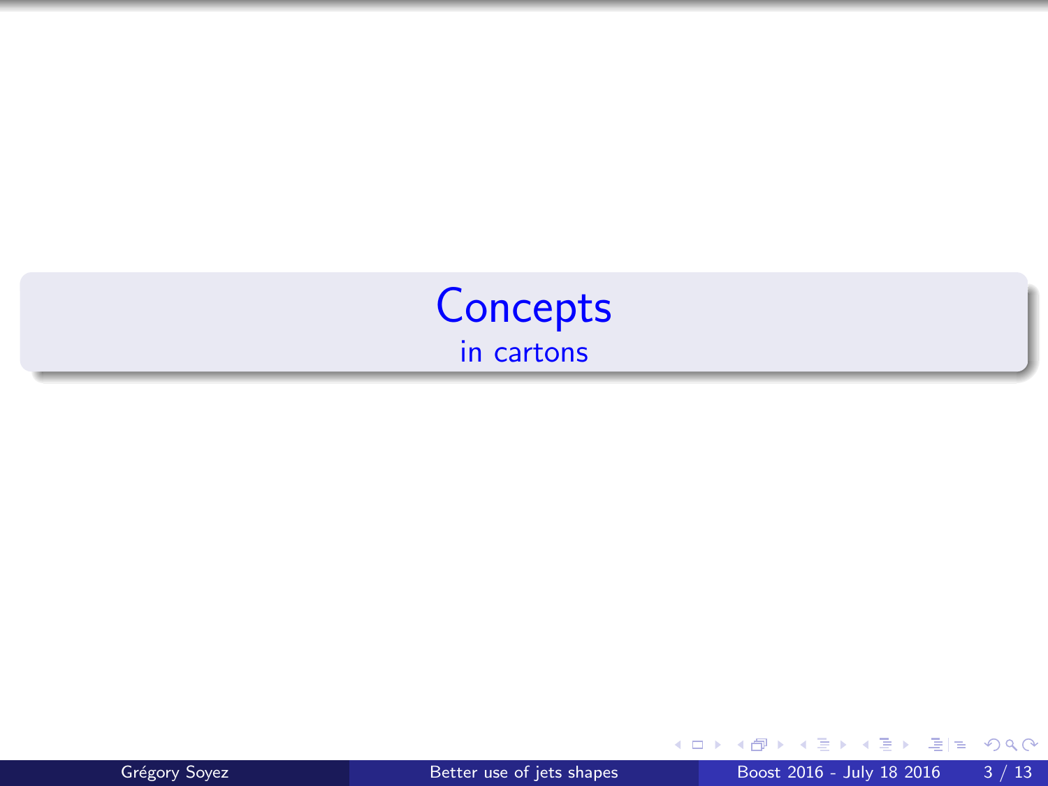# Concepts

in cartons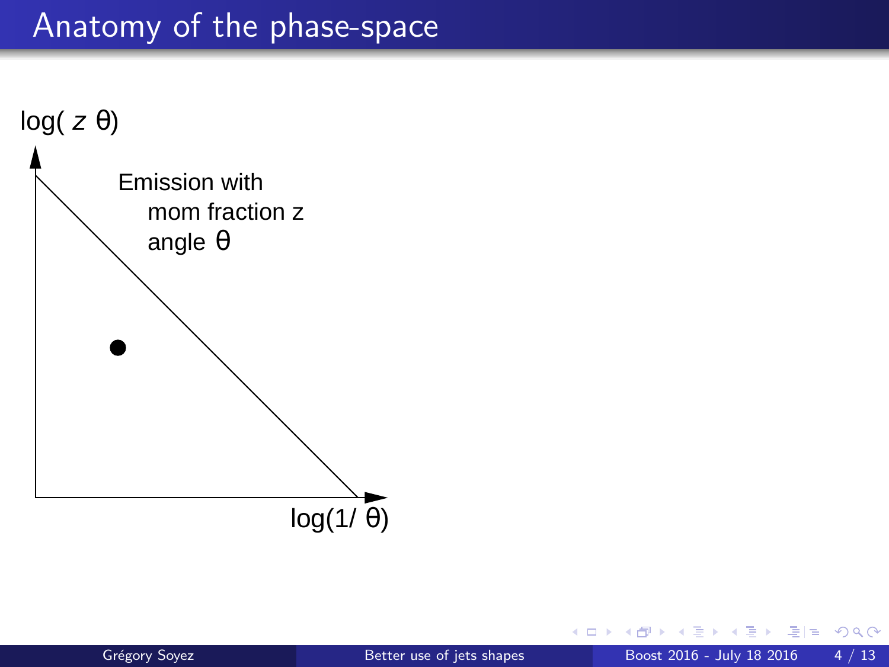# Anatomy of the phase-space

$\log(z\,\theta)$

Emission with
mom fraction z
angle $\theta$

$\log(1/\theta)$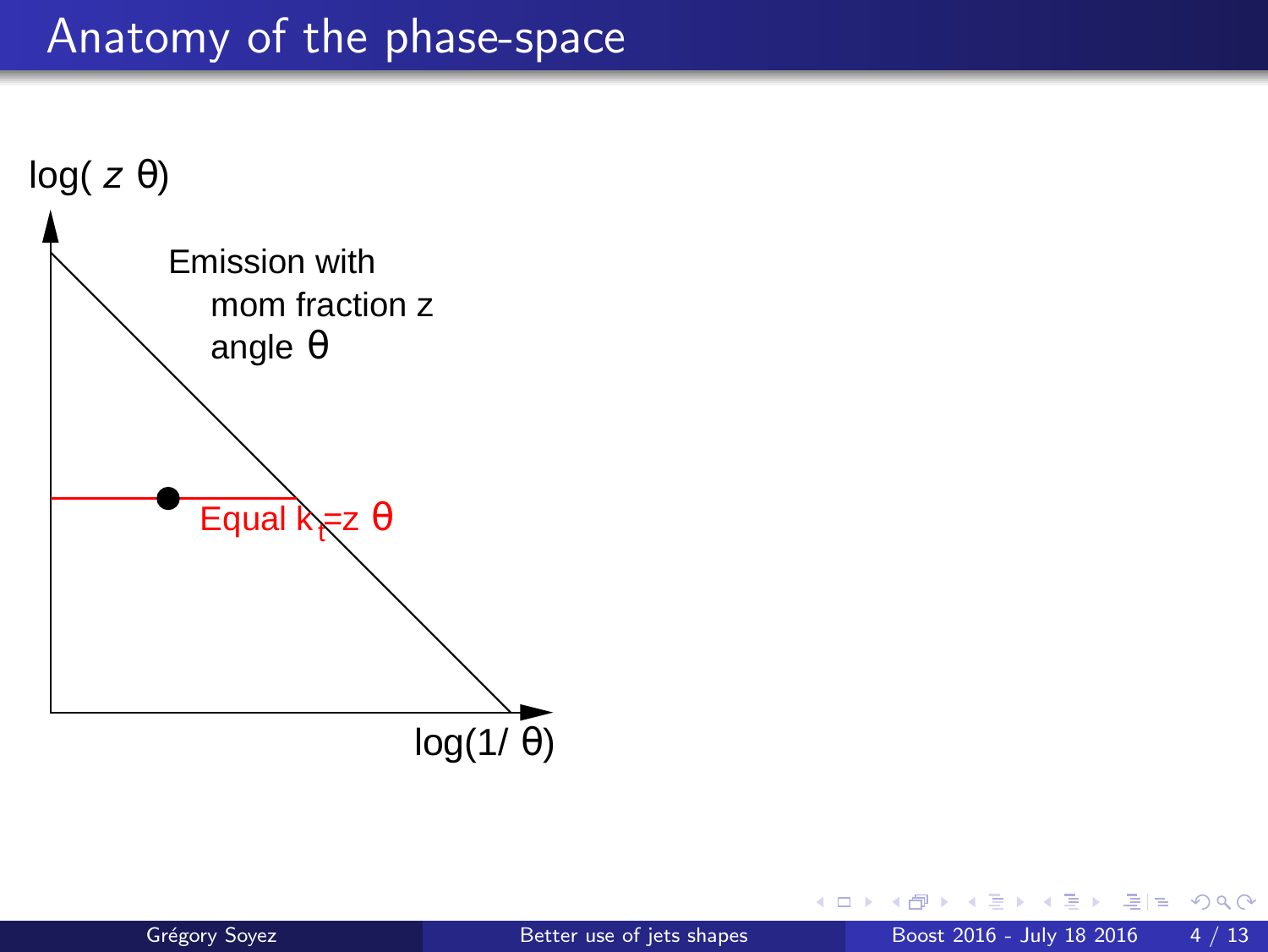# Anatomy of the phase-space

$\log(z\,\theta)$

Emission with
mom fraction z
angle $\theta$

Equal $k_t = z\,\theta$

$\log(1/\theta)$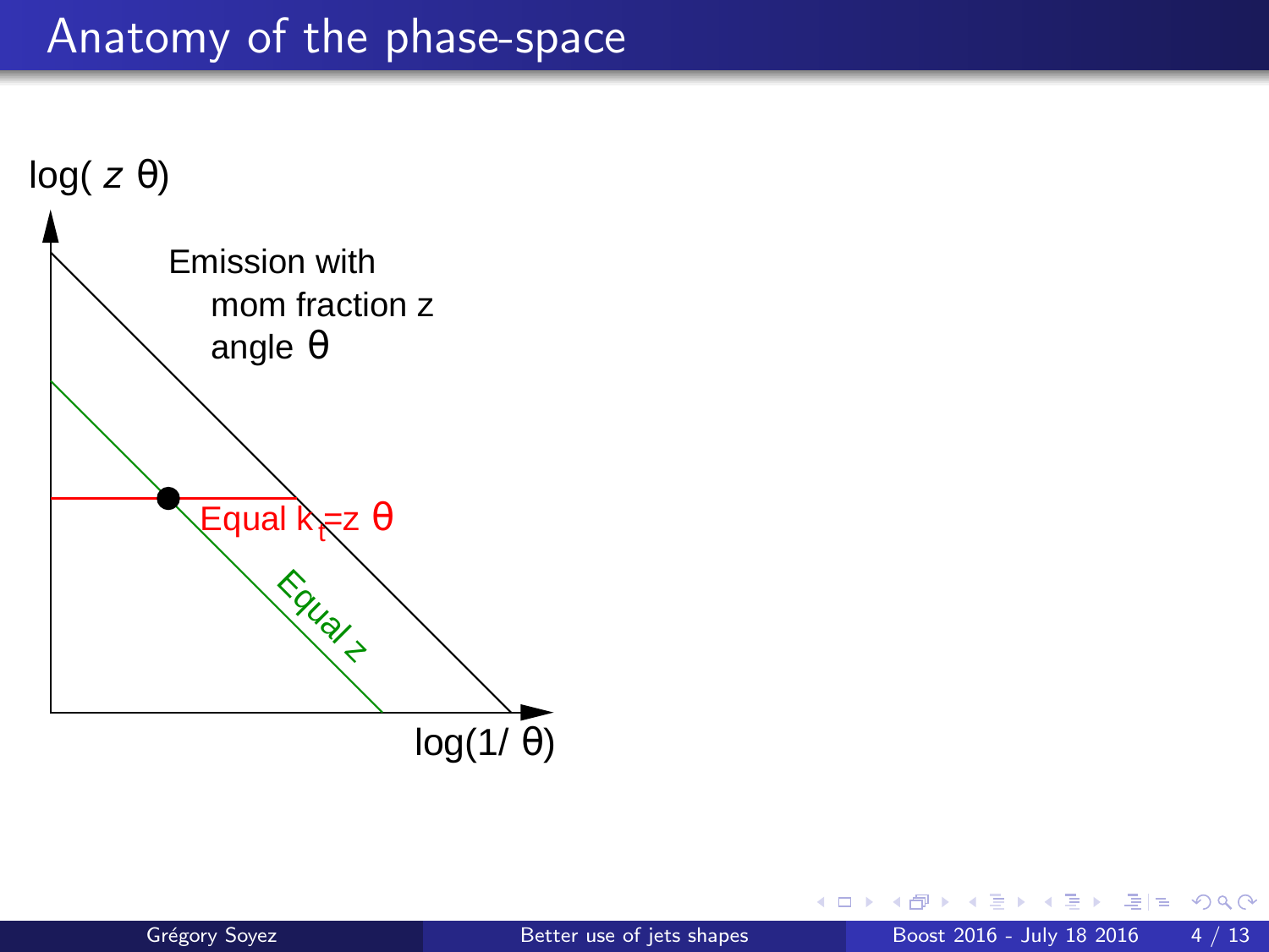# Anatomy of the phase-space

log( $z$ θ)

Emission with
mom fraction z
angle θ

Equal $k_t$=z θ

Equal z

log(1/ θ)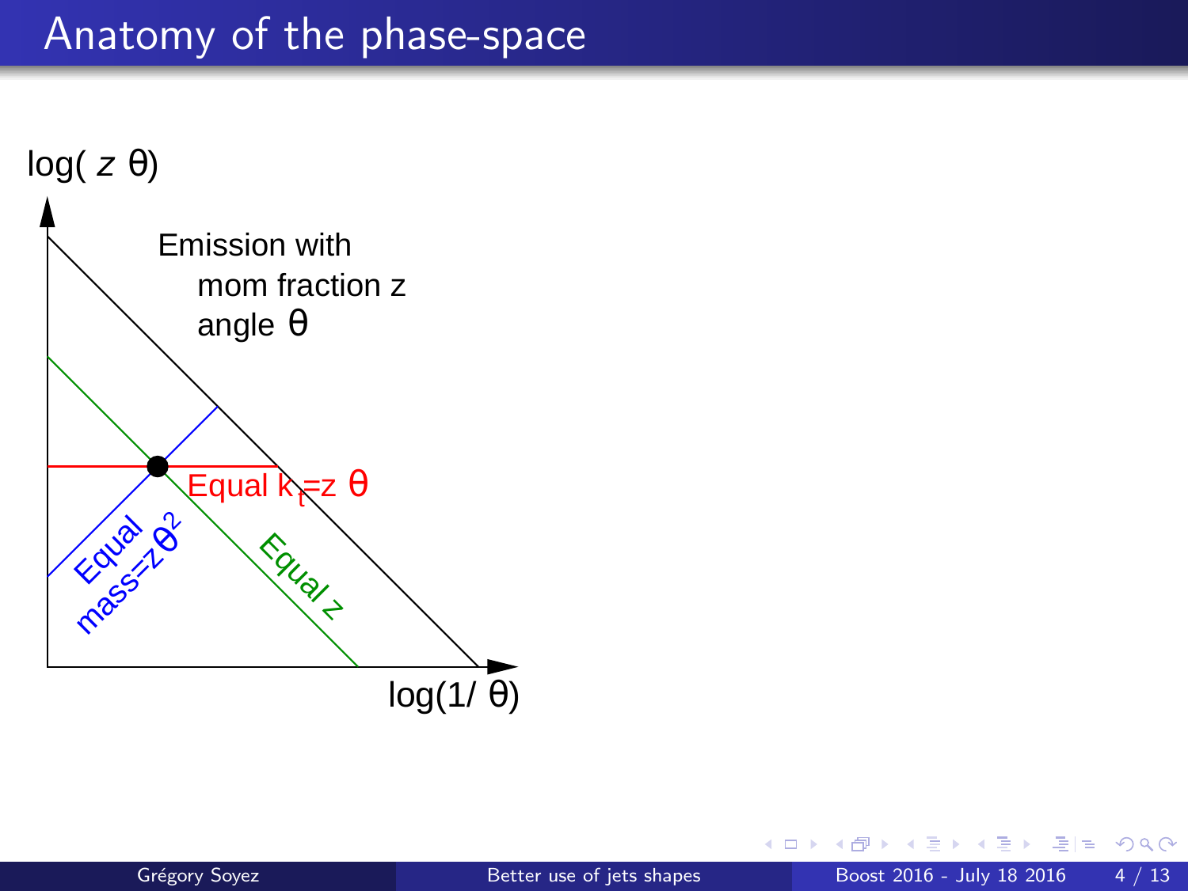# Anatomy of the phase-space

log( $z$ θ)

Emission with
mom fraction z
angle θ

Equal $k_t$=z θ

Equal mass=$z\theta^2$

Equal z

log(1/ θ)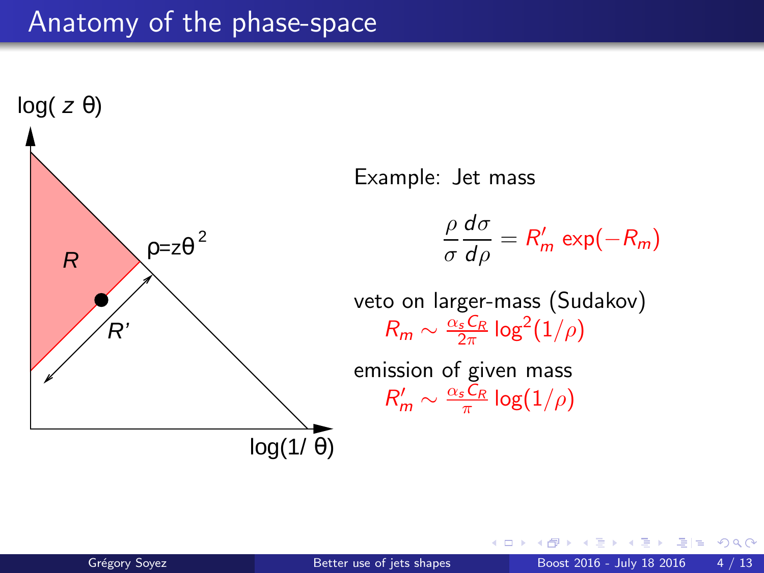# Anatomy of the phase-space

log( $z$ θ)

$R$

ρ=zθ$^2$

$R'$

log(1/ θ)

Example: Jet mass

$$\frac{\rho}{\sigma}\frac{d\sigma}{d\rho} = R'_m \exp(-R_m)$$

veto on larger-mass (Sudakov)

$$R_m \sim \frac{\alpha_s C_R}{2\pi} \log^2(1/\rho)$$

emission of given mass

$$R'_m \sim \frac{\alpha_s C_R}{\pi} \log(1/\rho)$$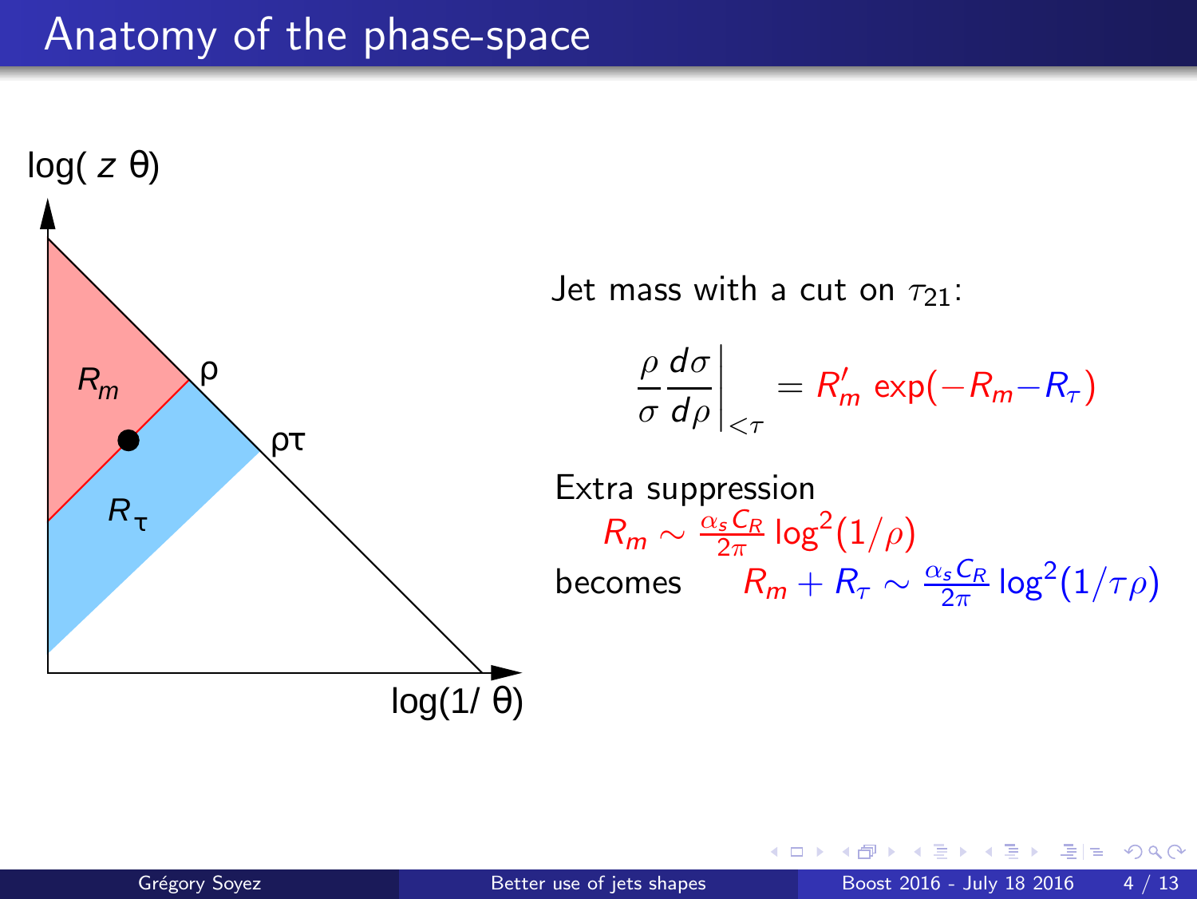# Anatomy of the phase-space

log( $z$ θ)

$R_m$

ρ

ρτ

$R_\tau$

log(1/ θ)

Jet mass with a cut on $\tau_{21}$:

$$\frac{\rho}{\sigma}\frac{d\sigma}{d\rho}\bigg|_{<\tau} = R'_m \exp(-R_m - R_\tau)$$

Extra suppression

$$R_m \sim \frac{\alpha_s C_R}{2\pi} \log^2(1/\rho)$$

becomes $\quad R_m + R_\tau \sim \frac{\alpha_s C_R}{2\pi} \log^2(1/\tau\rho)$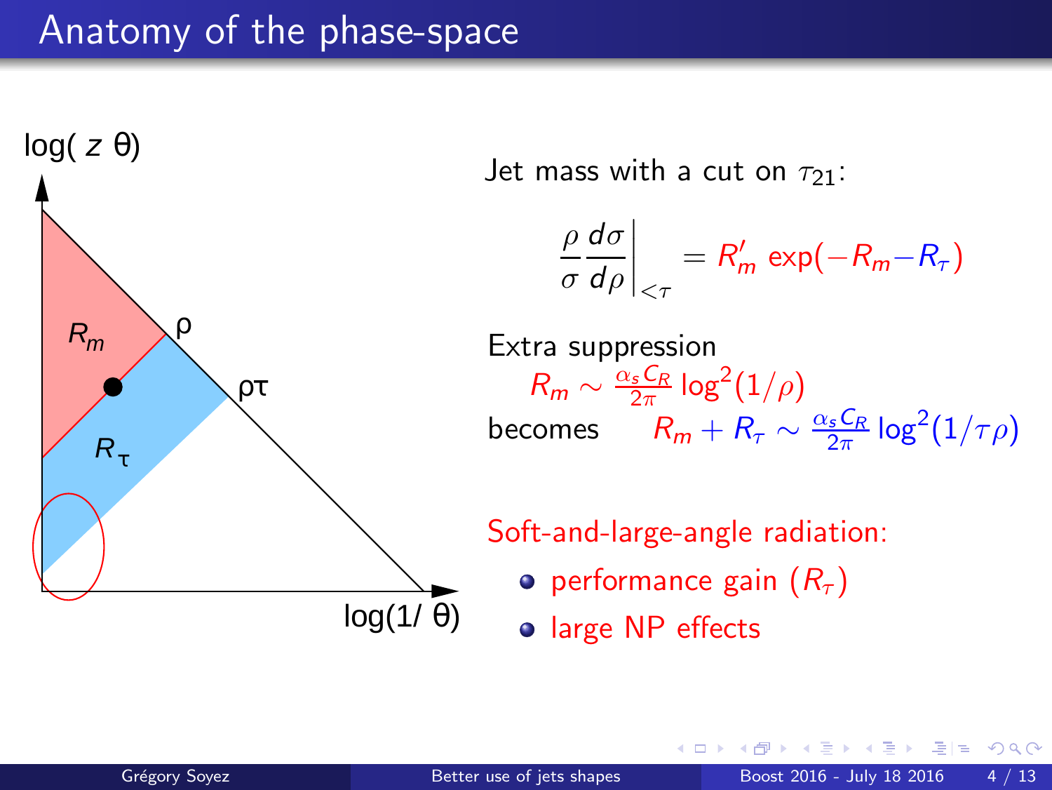# Anatomy of the phase-space

log( $z$ θ)

$R_m$

ρ

ρτ

$R_\tau$

log(1/ θ)

Jet mass with a cut on $\tau_{21}$:

$$\frac{\rho}{\sigma}\frac{d\sigma}{d\rho}\bigg|_{<\tau} = R'_m \exp(-R_m - R_\tau)$$

Extra suppression

$R_m \sim \frac{\alpha_s C_R}{2\pi}\log^2(1/\rho)$

becomes $R_m + R_\tau \sim \frac{\alpha_s C_R}{2\pi}\log^2(1/\tau\rho)$

Soft-and-large-angle radiation:

- performance gain ($R_\tau$)
- large NP effects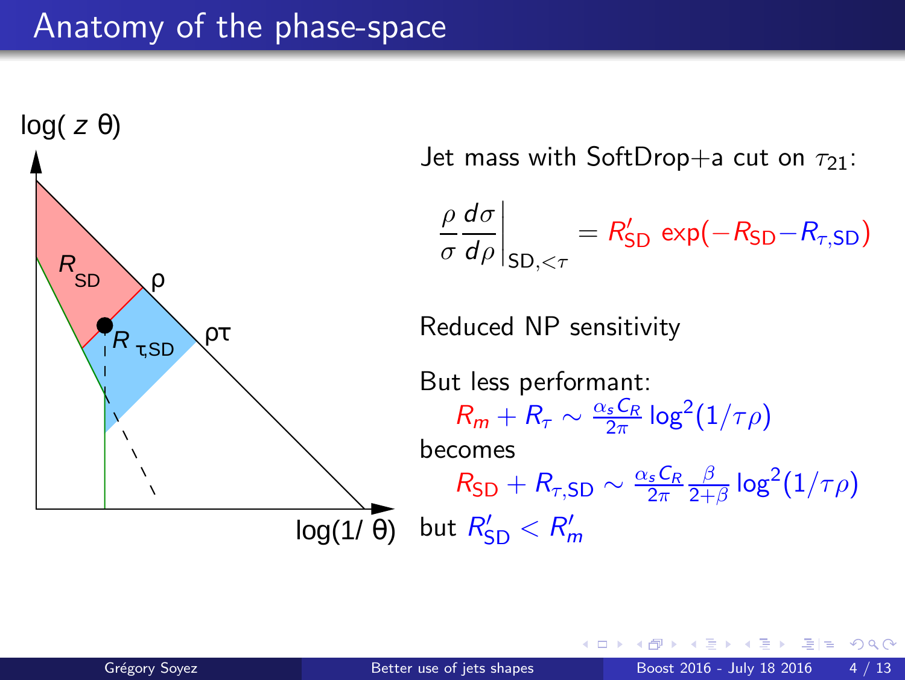# Anatomy of the phase-space

Jet mass with SoftDrop+a cut on $\tau_{21}$:

$$\left.\frac{\rho}{\sigma}\frac{d\sigma}{d\rho}\right|_{\text{SD},<\tau} = R'_{\text{SD}} \exp(-R_{\text{SD}} - R_{\tau,\text{SD}})$$

Reduced NP sensitivity

But less performant:

$$R_m + R_\tau \sim \frac{\alpha_s C_R}{2\pi} \log^2(1/\tau\rho)$$

becomes

$$R_{\text{SD}} + R_{\tau,\text{SD}} \sim \frac{\alpha_s C_R}{2\pi} \frac{\beta}{2+\beta} \log^2(1/\tau\rho)$$

but $R'_{\text{SD}} < R'_m$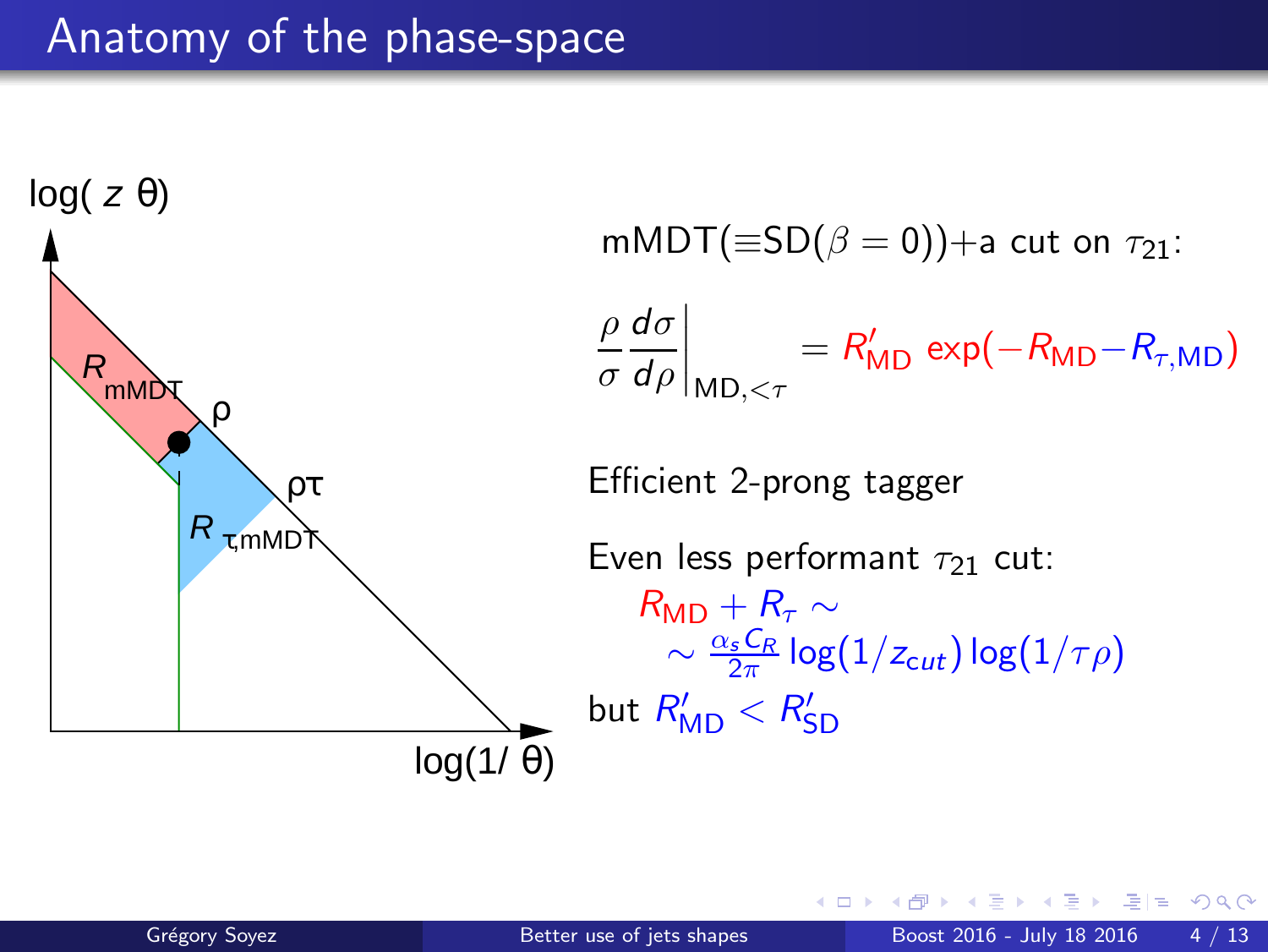# Anatomy of the phase-space

log( $z$ θ)

$R_{\text{mMDT}}$

ρ

ρτ

$R_{\tau,\text{mMDT}}$

log(1/ θ)

mMDT($\equiv$SD($\beta = 0$))+a cut on $\tau_{21}$:

$$\left.\frac{\rho}{\sigma}\frac{d\sigma}{d\rho}\right|_{\text{MD},<\tau} = R'_{\text{MD}} \exp(-R_{\text{MD}} - R_{\tau,\text{MD}})$$

Efficient 2-prong tagger

Even less performant $\tau_{21}$ cut:

$$R_{\text{MD}} + R_\tau \sim$$
$$\sim \frac{\alpha_s C_R}{2\pi} \log(1/z_{cut}) \log(1/\tau\rho)$$

but $R'_{\text{MD}} < R'_{\text{SD}}$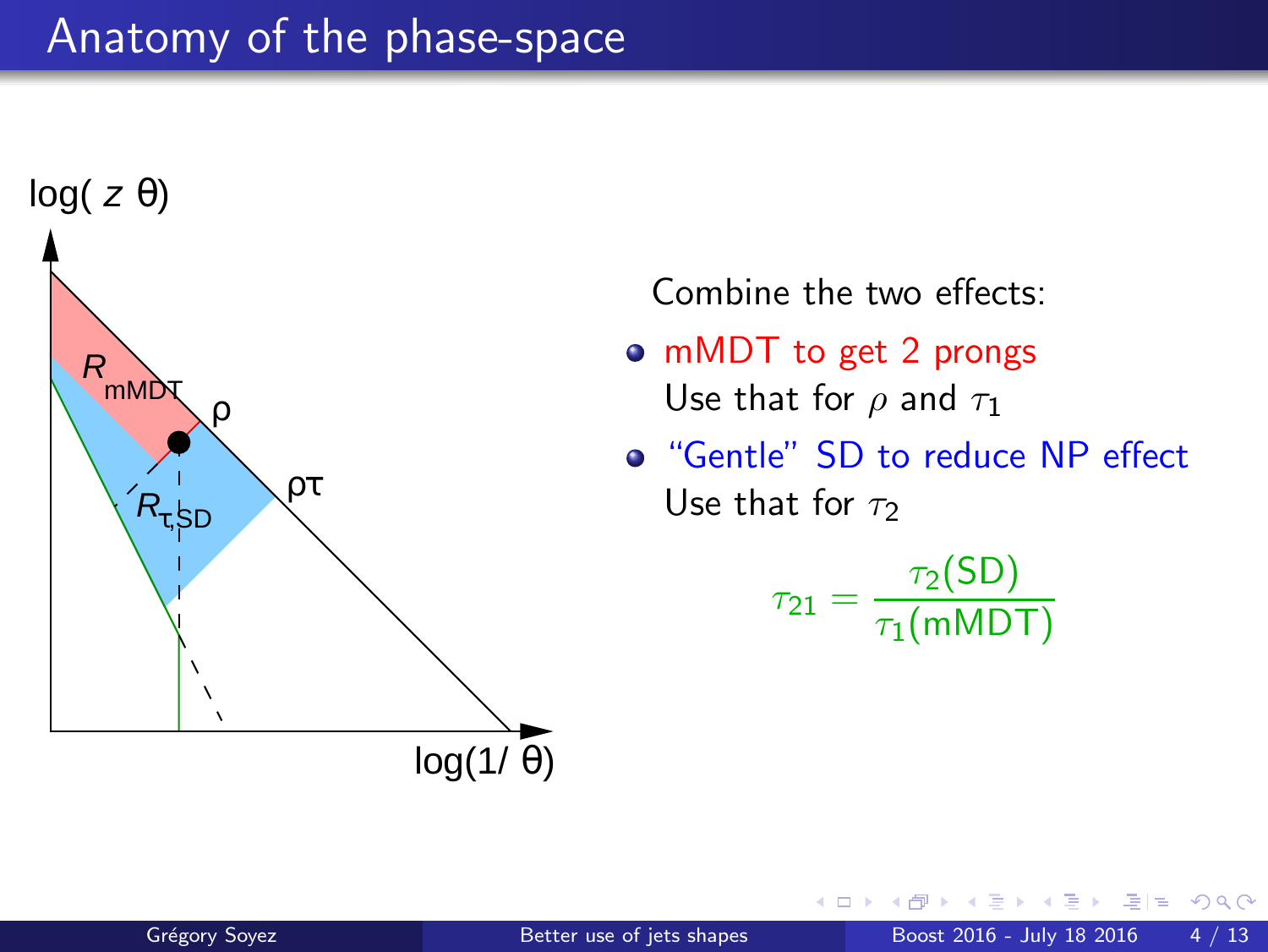# Anatomy of the phase-space

Combine the two effects:

- mMDT to get 2 prongs
  Use that for $\rho$ and $\tau_1$
- "Gentle" SD to reduce NP effect
  Use that for $\tau_2$

$$\tau_{21} = \frac{\tau_2(\text{SD})}{\tau_1(\text{mMDT})}$$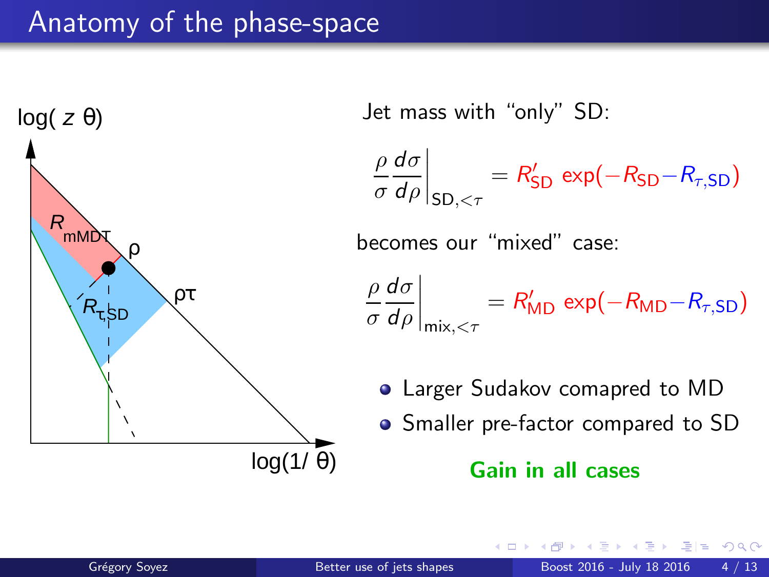# Anatomy of the phase-space

Jet mass with "only" SD:

$$\frac{\rho}{\sigma}\frac{d\sigma}{d\rho}\bigg|_{\text{SD},<\tau} = R'_{\text{SD}} \exp(-R_{\text{SD}} - R_{\tau,\text{SD}})$$

becomes our "mixed" case:

$$\frac{\rho}{\sigma}\frac{d\sigma}{d\rho}\bigg|_{\text{mix},<\tau} = R'_{\text{MD}} \exp(-R_{\text{MD}} - R_{\tau,\text{SD}})$$

- Larger Sudakov comapred to MD
- Smaller pre-factor compared to SD

**Gain in all cases**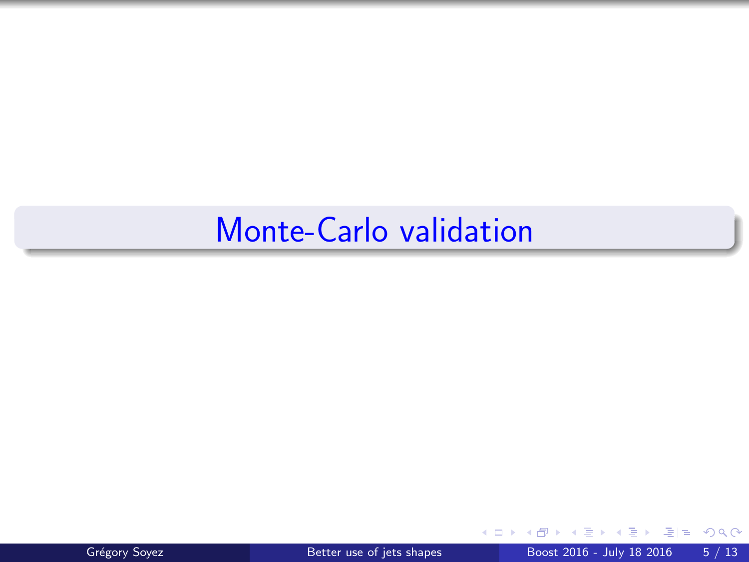# Monte-Carlo validation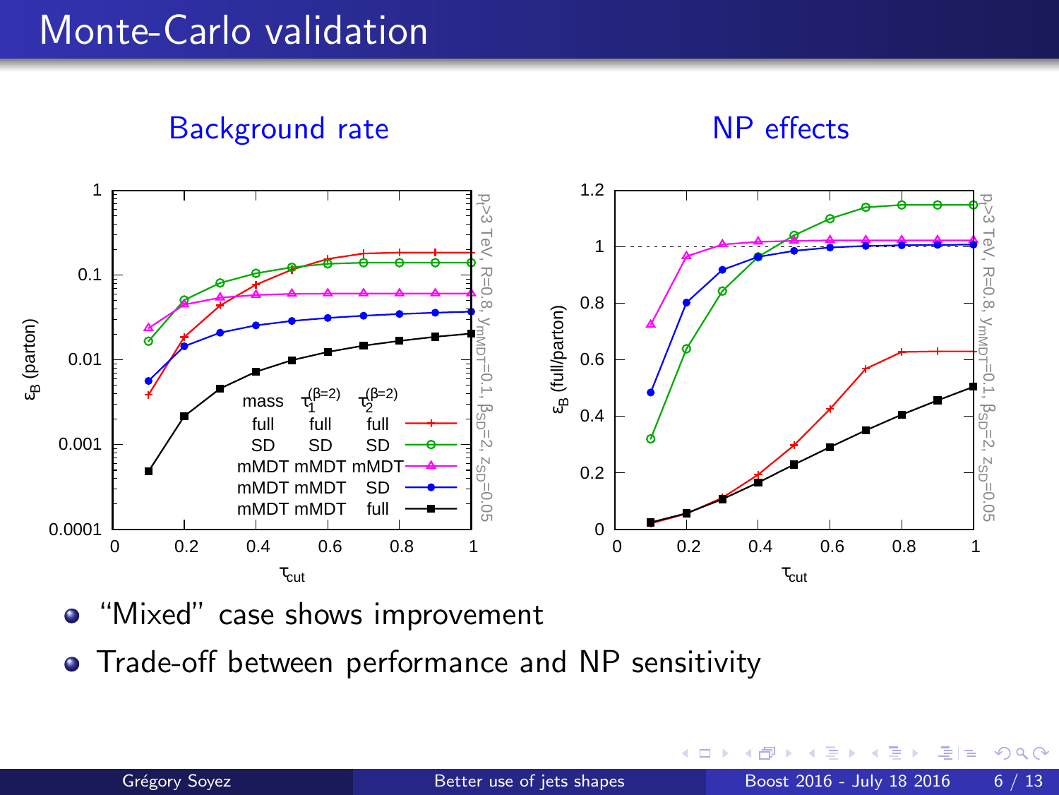# Monte-Carlo validation

## Background rate

## NP effects

- "Mixed" case shows improvement
- Trade-off between performance and NP sensitivity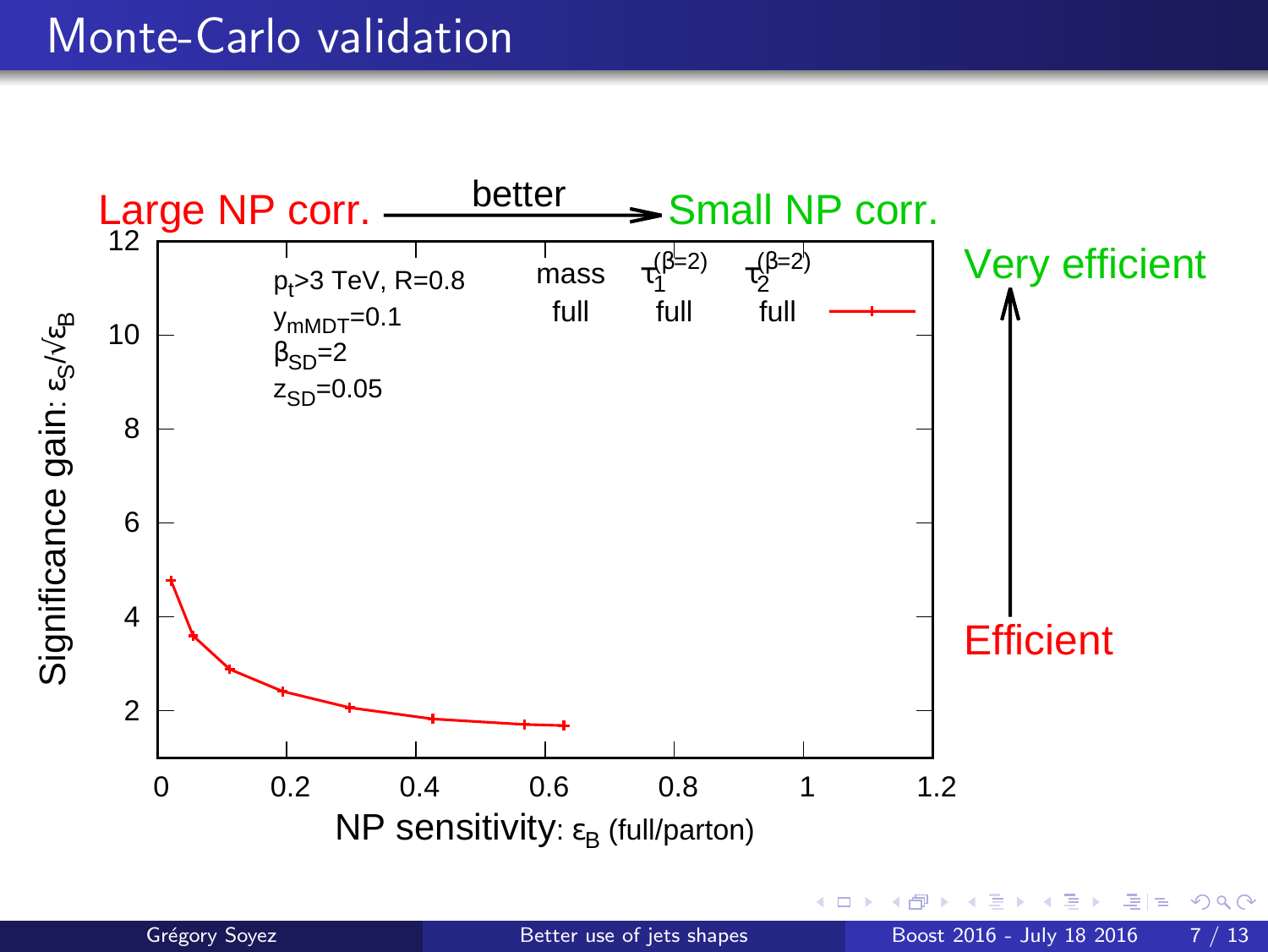# Monte-Carlo validation

Large NP corr. —— better ——> Small NP corr.

Very efficient

Efficient

$p_t$>3 TeV, R=0.8

$y_{mMDT}$=0.1

$\beta_{SD}$=2

$z_{SD}$=0.05

| mass | $\tau_1^{(\beta=2)}$ | $\tau_2^{(\beta=2)}$ |
|---|---|---|
| full | full | full |

Significance gain: $\varepsilon_S/\sqrt{\varepsilon_B}$

NP sensitivity: $\varepsilon_B$ (full/parton)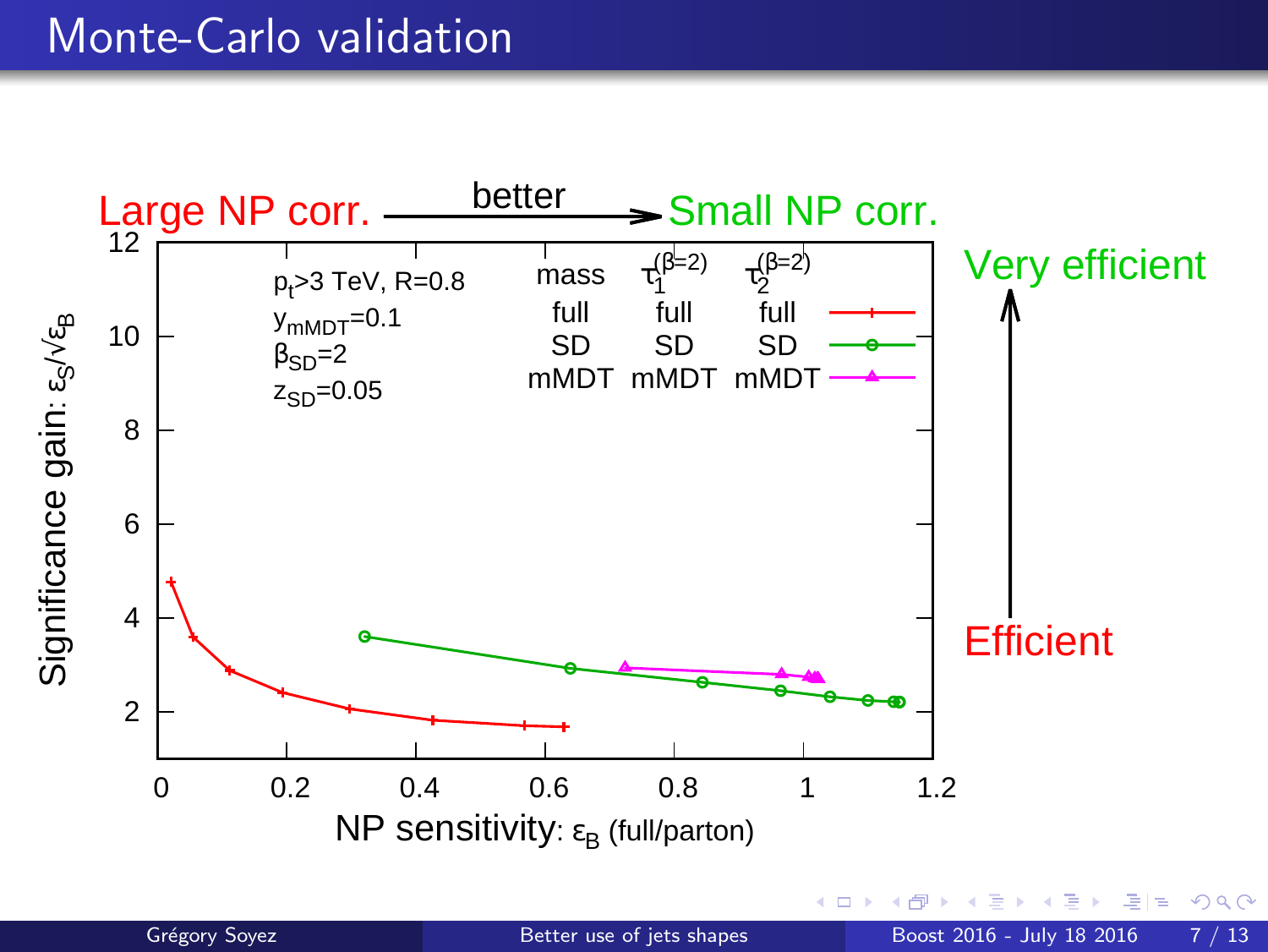# Monte-Carlo validation

Large NP corr. ——better——> Small NP corr.

Very efficient

Efficient

$p_t$>3 TeV, R=0.8

$y_{mMDT}$=0.1

$\beta_{SD}$=2

$z_{SD}$=0.05

| mass | $\tau_1^{(\beta=2)}$ | $\tau_2^{(\beta=2)}$ |
|---|---|---|
| full | full | full |
| SD | SD | SD |
| mMDT | mMDT | mMDT |

Significance gain: $\epsilon_S/\sqrt{\epsilon_B}$

NP sensitivity: $\epsilon_B$ (full/parton)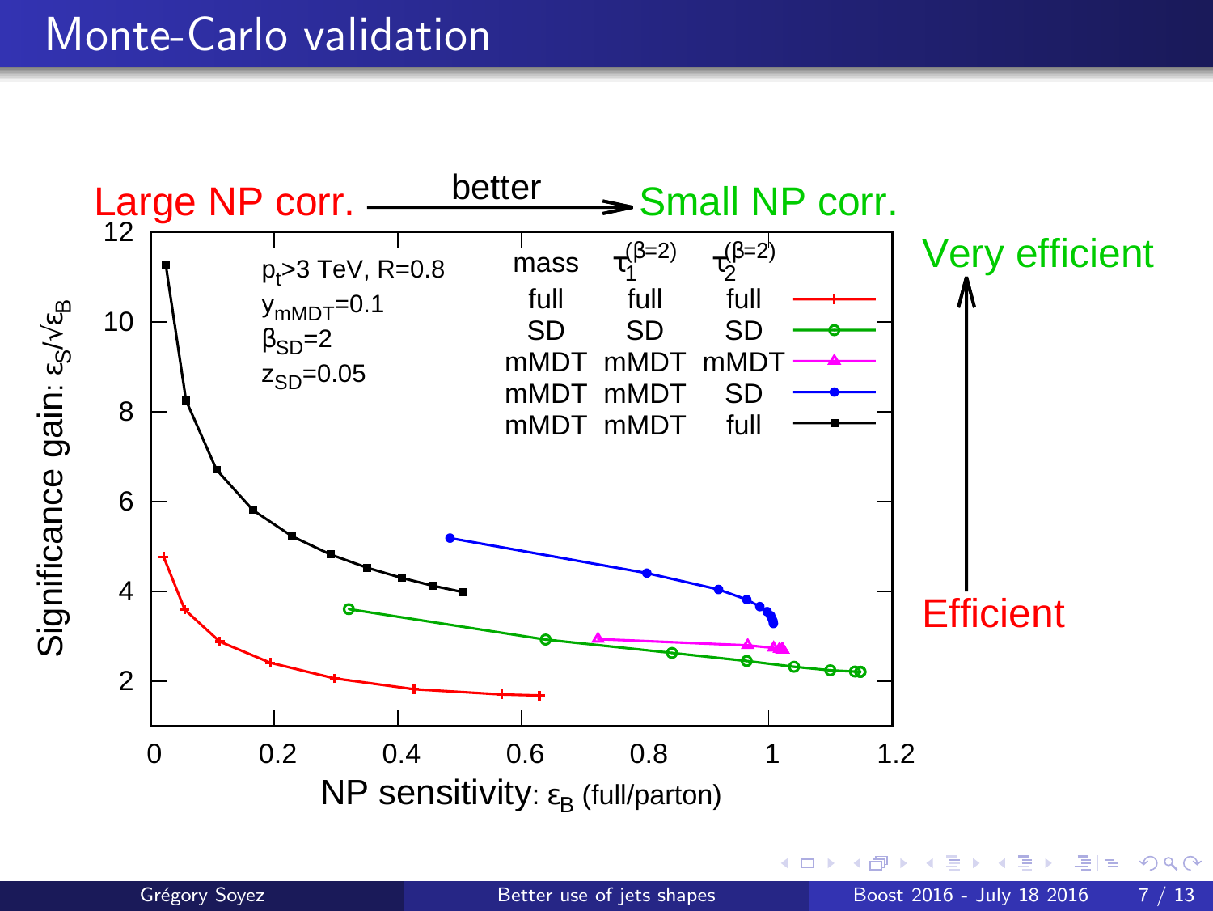# Monte-Carlo validation

Large NP corr. —— better ——> Small NP corr.

Very efficient

Efficient

$p_t$>3 TeV, R=0.8

$y_{mMDT}$=0.1

$\beta_{SD}$=2

$z_{SD}$=0.05

| mass | $\tau_1^{(\beta=2)}$ | $\tau_2^{(\beta=2)}$ |
|---|---|---|
| full | full | full |
| SD | SD | SD |
| mMDT | mMDT | mMDT |
| mMDT | mMDT | SD |
| mMDT | mMDT | full |

Significance gain: $\varepsilon_S/\sqrt{\varepsilon_B}$

NP sensitivity: $\varepsilon_B$ (full/parton)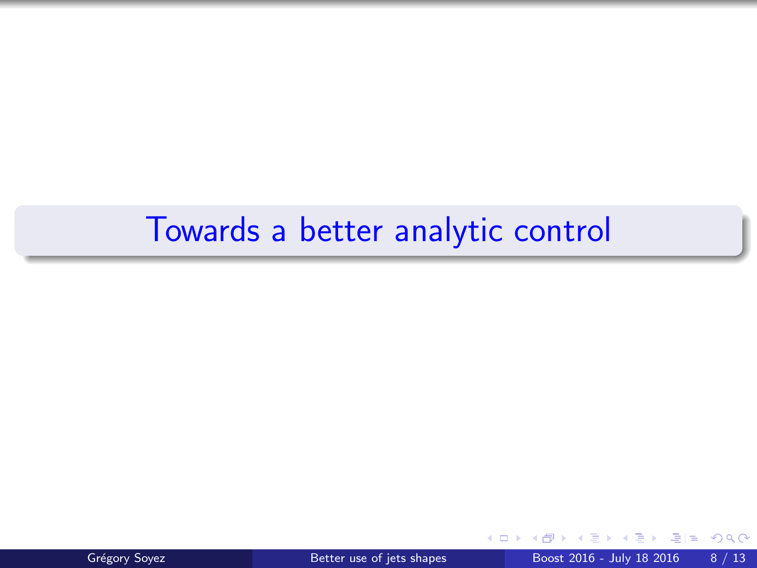# Towards a better analytic control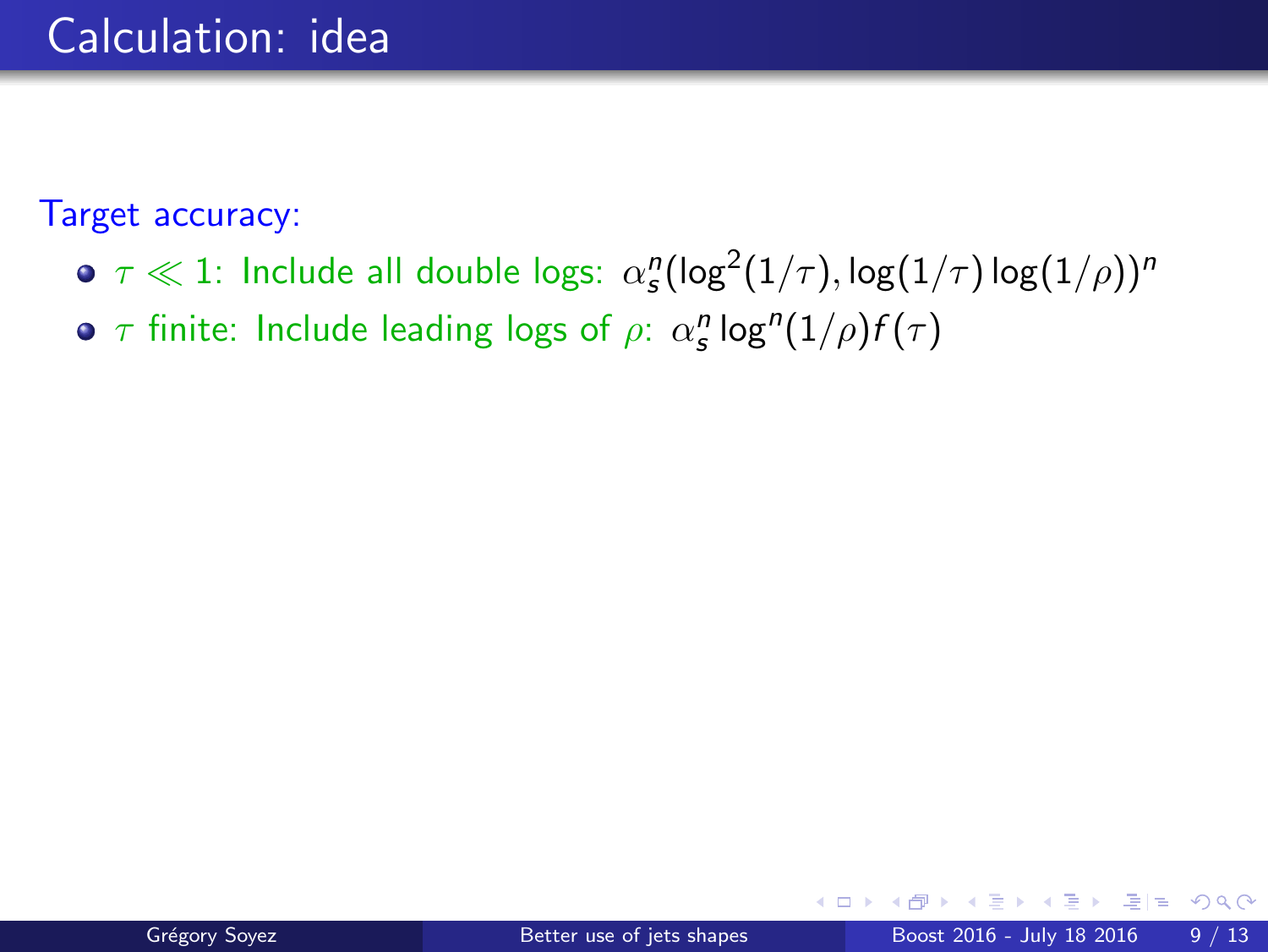# Calculation: idea

Target accuracy:

- $\tau \ll 1$: Include all double logs: $\alpha_s^n(\log^2(1/\tau), \log(1/\tau)\log(1/\rho))^n$
- $\tau$ finite: Include leading logs of $\rho$: $\alpha_s^n \log^n(1/\rho) f(\tau)$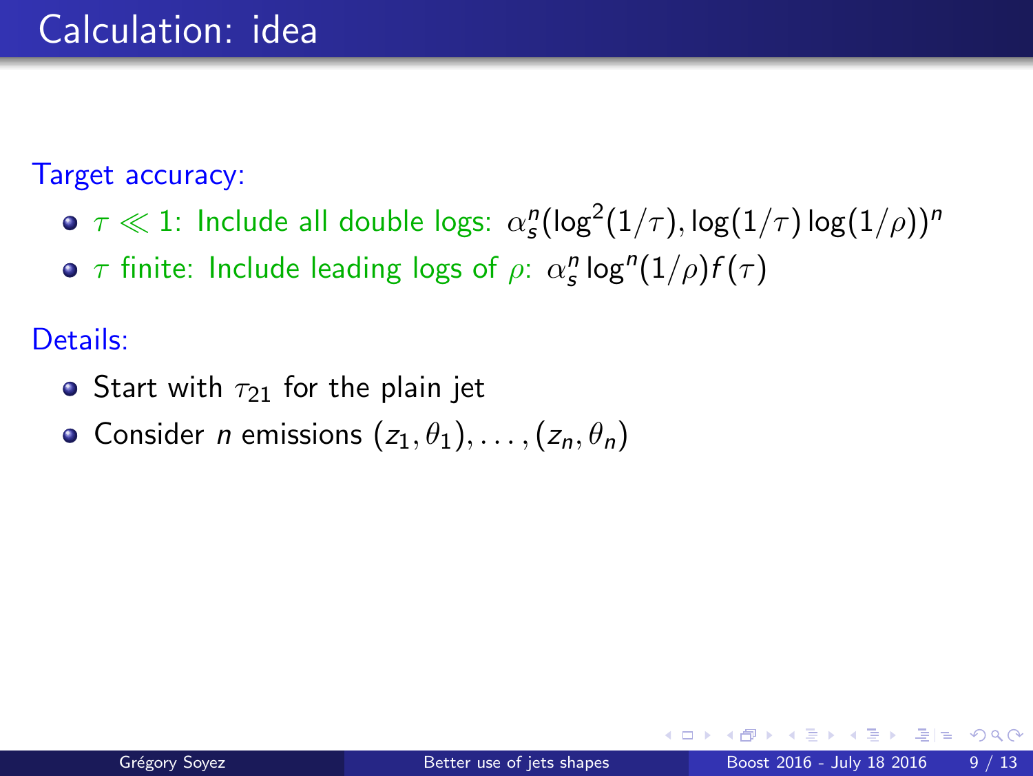# Calculation: idea

Target accuracy:

- $\tau \ll 1$: Include all double logs: $\alpha_s^n(\log^2(1/\tau), \log(1/\tau)\log(1/\rho))^n$
- $\tau$ finite: Include leading logs of $\rho$: $\alpha_s^n \log^n(1/\rho) f(\tau)$

Details:

- Start with $\tau_{21}$ for the plain jet
- Consider $n$ emissions $(z_1, \theta_1), \ldots, (z_n, \theta_n)$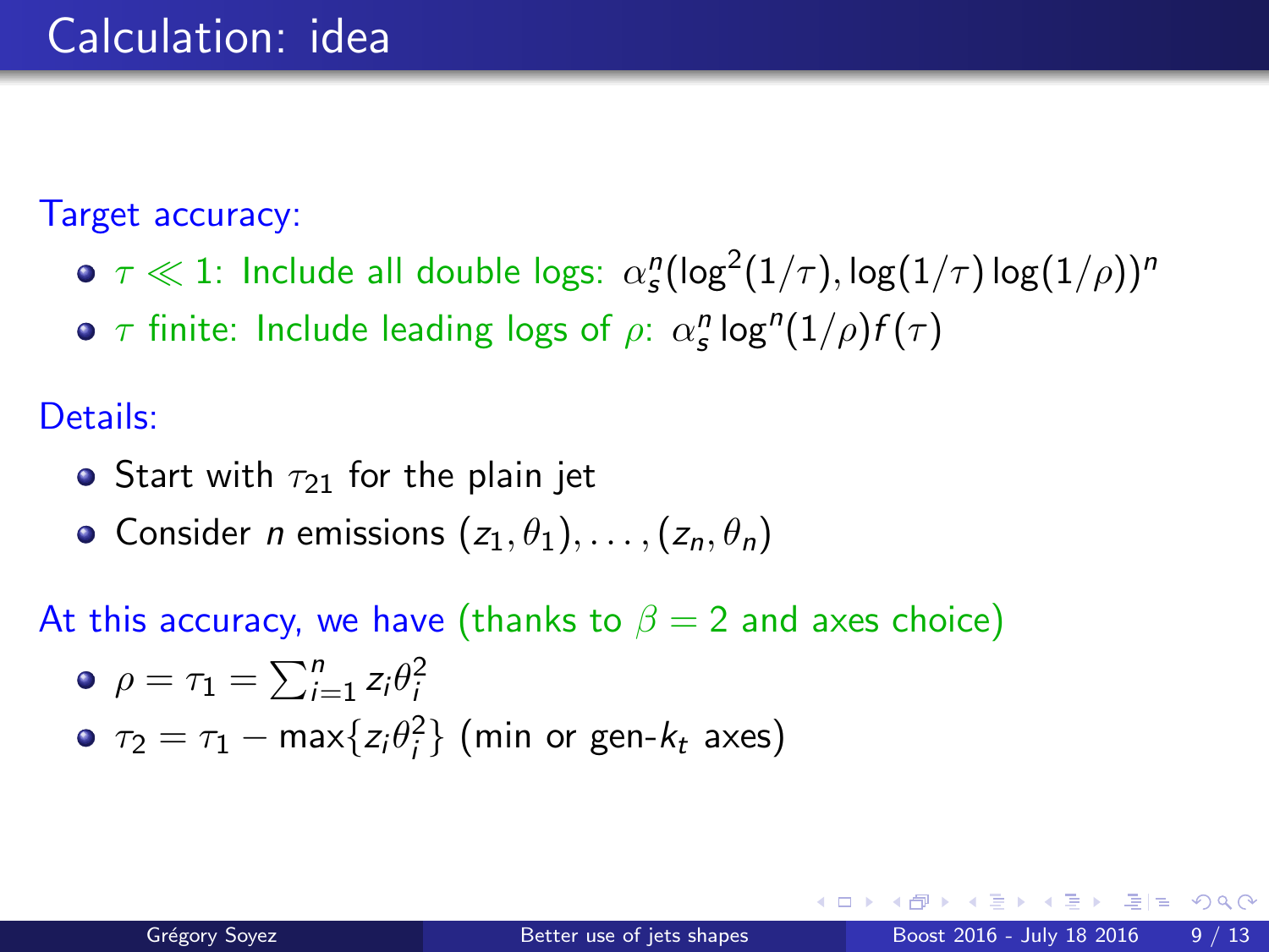# Calculation: idea

Target accuracy:

- $\tau \ll 1$: Include all double logs: $\alpha_s^n(\log^2(1/\tau), \log(1/\tau)\log(1/\rho))^n$
- $\tau$ finite: Include leading logs of $\rho$: $\alpha_s^n \log^n(1/\rho) f(\tau)$

Details:

- Start with $\tau_{21}$ for the plain jet
- Consider $n$ emissions $(z_1, \theta_1), \ldots, (z_n, \theta_n)$

At this accuracy, we have (thanks to $\beta = 2$ and axes choice)

- $\rho = \tau_1 = \sum_{i=1}^{n} z_i \theta_i^2$
- $\tau_2 = \tau_1 - \max\{z_i \theta_i^2\}$ (min or gen-$k_t$ axes)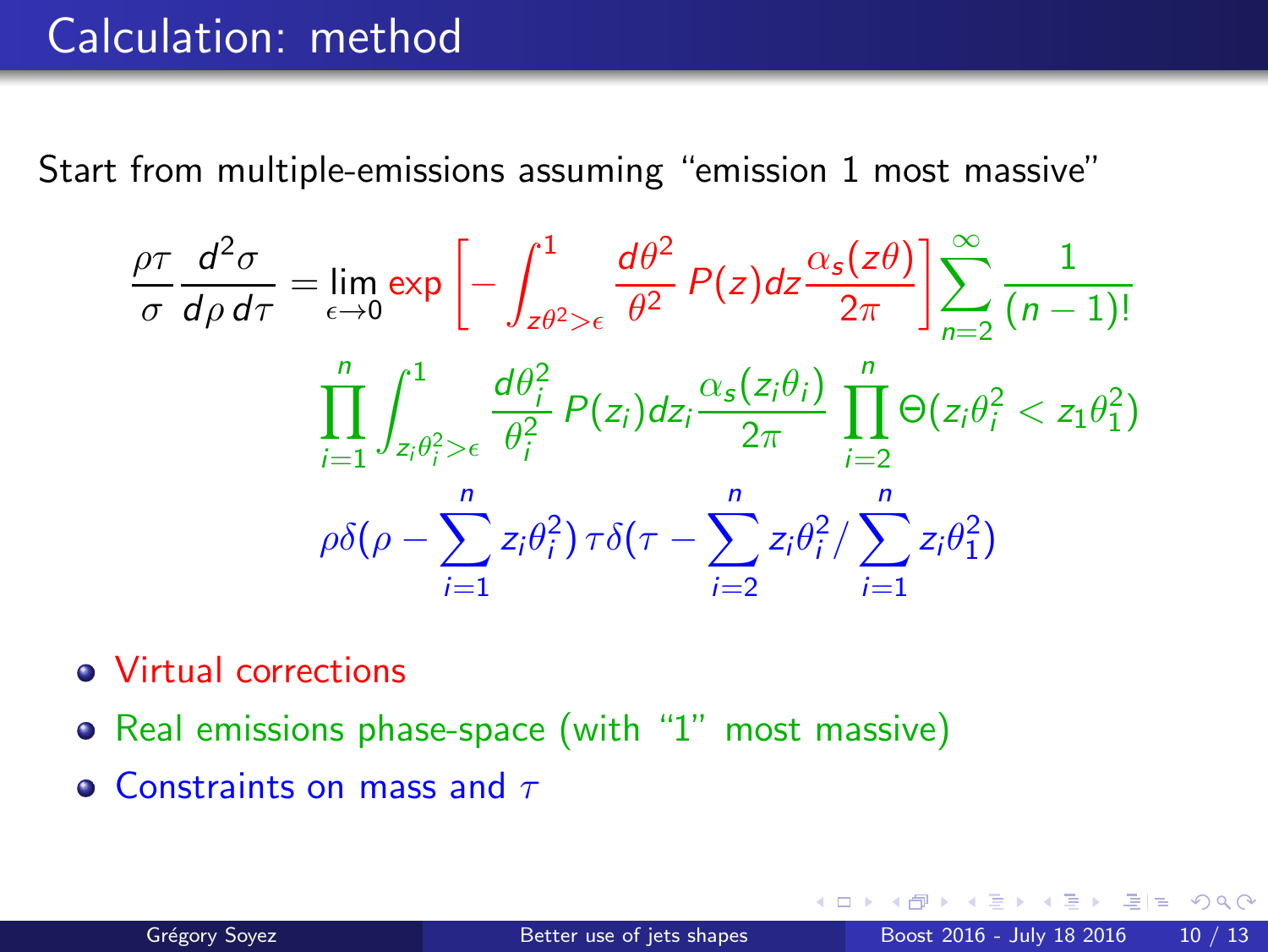# Calculation: method

Start from multiple-emissions assuming "emission 1 most massive"

$$
\frac{\rho\tau}{\sigma}\frac{d^2\sigma}{d\rho\, d\tau} = \lim_{\epsilon\to 0} \exp\left[-\int_{z\theta^2>\epsilon}^{1} \frac{d\theta^2}{\theta^2}\, P(z) dz \frac{\alpha_s(z\theta)}{2\pi}\right] \sum_{n=2}^{\infty} \frac{1}{(n-1)!}
$$

$$
\prod_{i=1}^{n} \int_{z_i\theta_i^2>\epsilon}^{1} \frac{d\theta_i^2}{\theta_i^2}\, P(z_i) dz_i \frac{\alpha_s(z_i\theta_i)}{2\pi} \prod_{i=2}^{n} \Theta(z_i\theta_i^2 < z_1\theta_1^2)
$$

$$
\rho\delta(\rho - \sum_{i=1}^{n} z_i\theta_i^2)\, \tau\delta(\tau - \sum_{i=2}^{n} z_i\theta_i^2 / \sum_{i=1}^{n} z_i\theta_1^2)
$$

- Virtual corrections
- Real emissions phase-space (with "1" most massive)
- Constraints on mass and $\tau$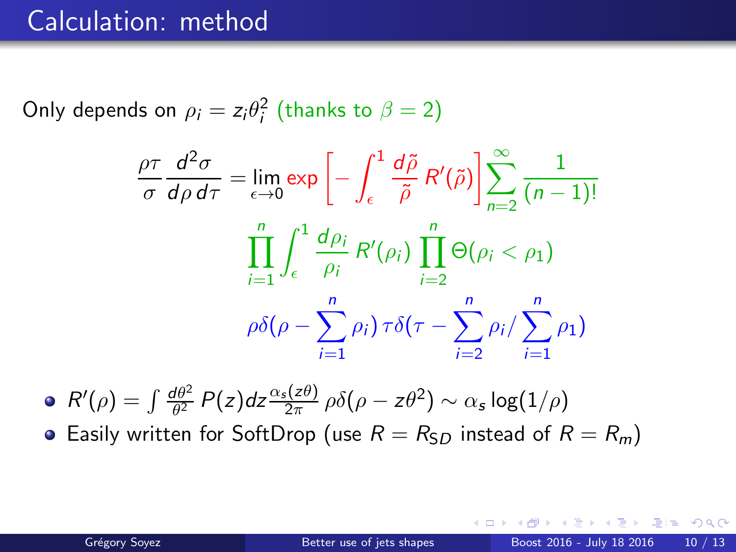# Calculation: method

Only depends on $\rho_i = z_i\theta_i^2$ (thanks to $\beta = 2$)

$$\frac{\rho\tau}{\sigma}\frac{d^2\sigma}{d\rho\, d\tau} = \lim_{\epsilon\to 0} \exp\left[-\int_\epsilon^1 \frac{d\tilde\rho}{\tilde\rho}\, R'(\tilde\rho)\right] \sum_{n=2}^{\infty} \frac{1}{(n-1)!}$$

$$\prod_{i=1}^{n}\int_\epsilon^1 \frac{d\rho_i}{\rho_i}\, R'(\rho_i)\, \prod_{i=2}^{n}\Theta(\rho_i < \rho_1)$$

$$\rho\delta(\rho - \sum_{i=1}^{n}\rho_i)\, \tau\delta(\tau - \sum_{i=2}^{n}\rho_i / \sum_{i=1}^{n}\rho_1)$$

- $R'(\rho) = \int \frac{d\theta^2}{\theta^2} P(z) dz \frac{\alpha_s(z\theta)}{2\pi}\, \rho\delta(\rho - z\theta^2) \sim \alpha_s \log(1/\rho)$
- Easily written for SoftDrop (use $R = R_{SD}$ instead of $R = R_m$)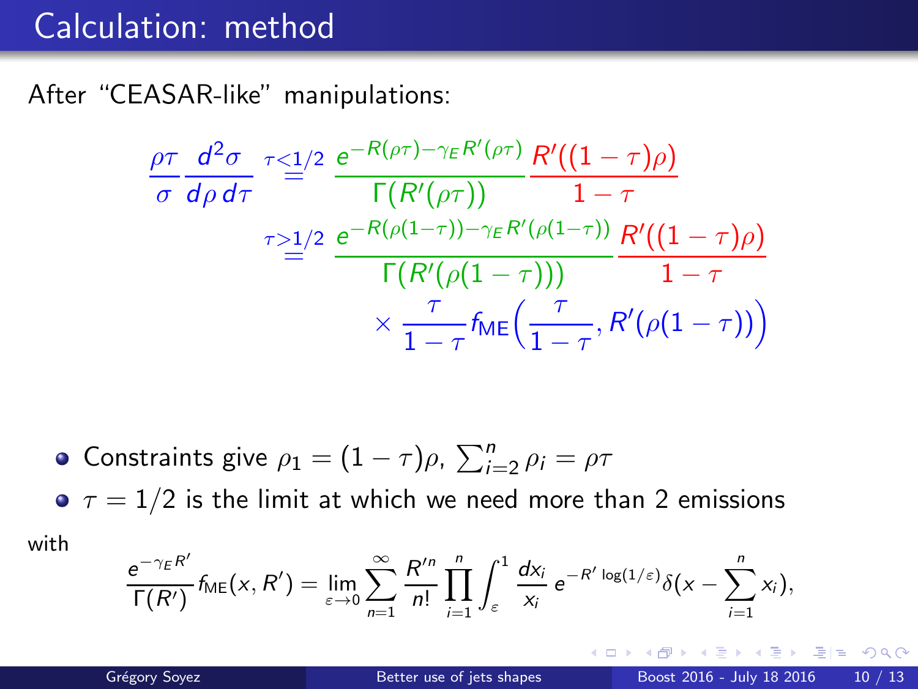# Calculation: method

After "CEASAR-like" manipulations:

$$
\begin{aligned}
\frac{\rho\tau}{\sigma}\frac{d^2\sigma}{d\rho\, d\tau} &\overset{\tau<1/2}{=} \frac{e^{-R(\rho\tau)-\gamma_E R'(\rho\tau)}}{\Gamma(R'(\rho\tau))}\,\frac{R'((1-\tau)\rho)}{1-\tau} \\
&\overset{\tau>1/2}{=} \frac{e^{-R(\rho(1-\tau))-\gamma_E R'(\rho(1-\tau))}}{\Gamma(R'(\rho(1-\tau)))}\,\frac{R'((1-\tau)\rho)}{1-\tau} \\
&\qquad\qquad \times \frac{\tau}{1-\tau} f_{\text{ME}}\Big(\frac{\tau}{1-\tau}, R'(\rho(1-\tau))\Big)
\end{aligned}
$$

- Constraints give $\rho_1 = (1-\tau)\rho$, $\sum_{i=2}^{n} \rho_i = \rho\tau$
- $\tau = 1/2$ is the limit at which we need more than 2 emissions

with

$$
\frac{e^{-\gamma_E R'}}{\Gamma(R')} f_{\text{ME}}(x, R') = \lim_{\varepsilon\to 0} \sum_{n=1}^{\infty} \frac{R'^n}{n!} \prod_{i=1}^{n} \int_{\varepsilon}^{1} \frac{dx_i}{x_i}\, e^{-R' \log(1/\varepsilon)} \delta(x - \sum_{i=1}^{n} x_i),
$$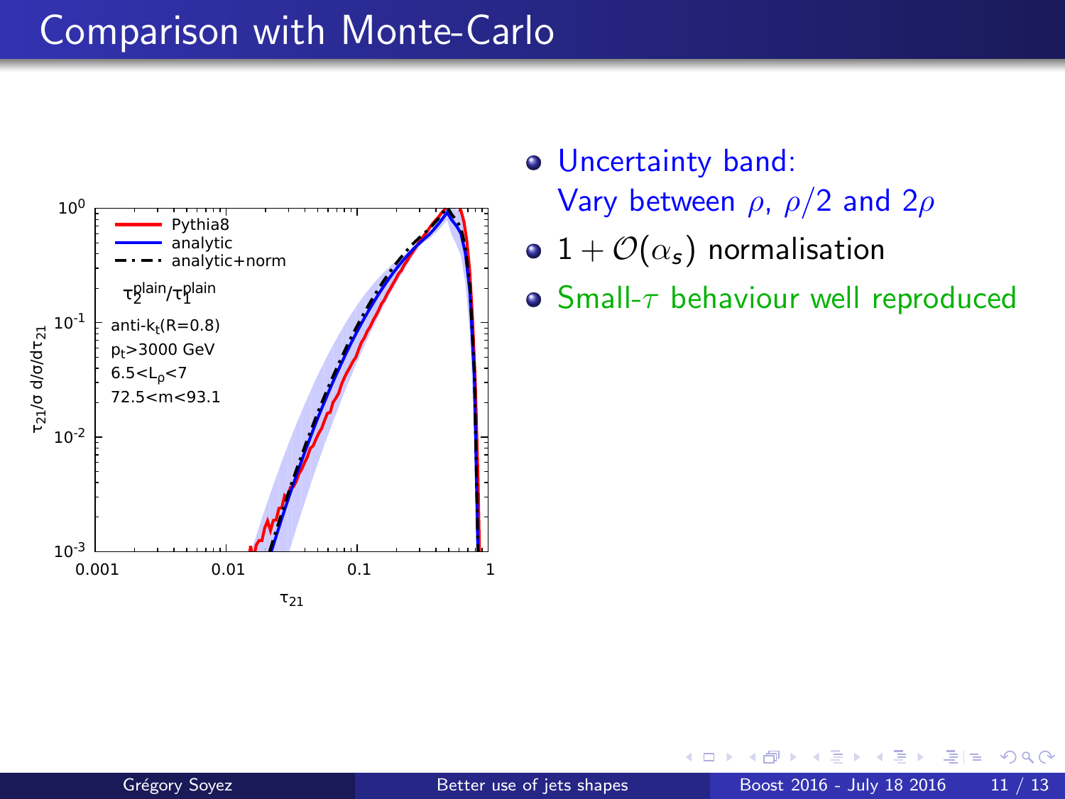# Comparison with Monte-Carlo

- Uncertainty band:
  Vary between $\rho$, $\rho/2$ and $2\rho$
- $1 + \mathcal{O}(\alpha_s)$ normalisation
- Small-$\tau$ behaviour well reproduced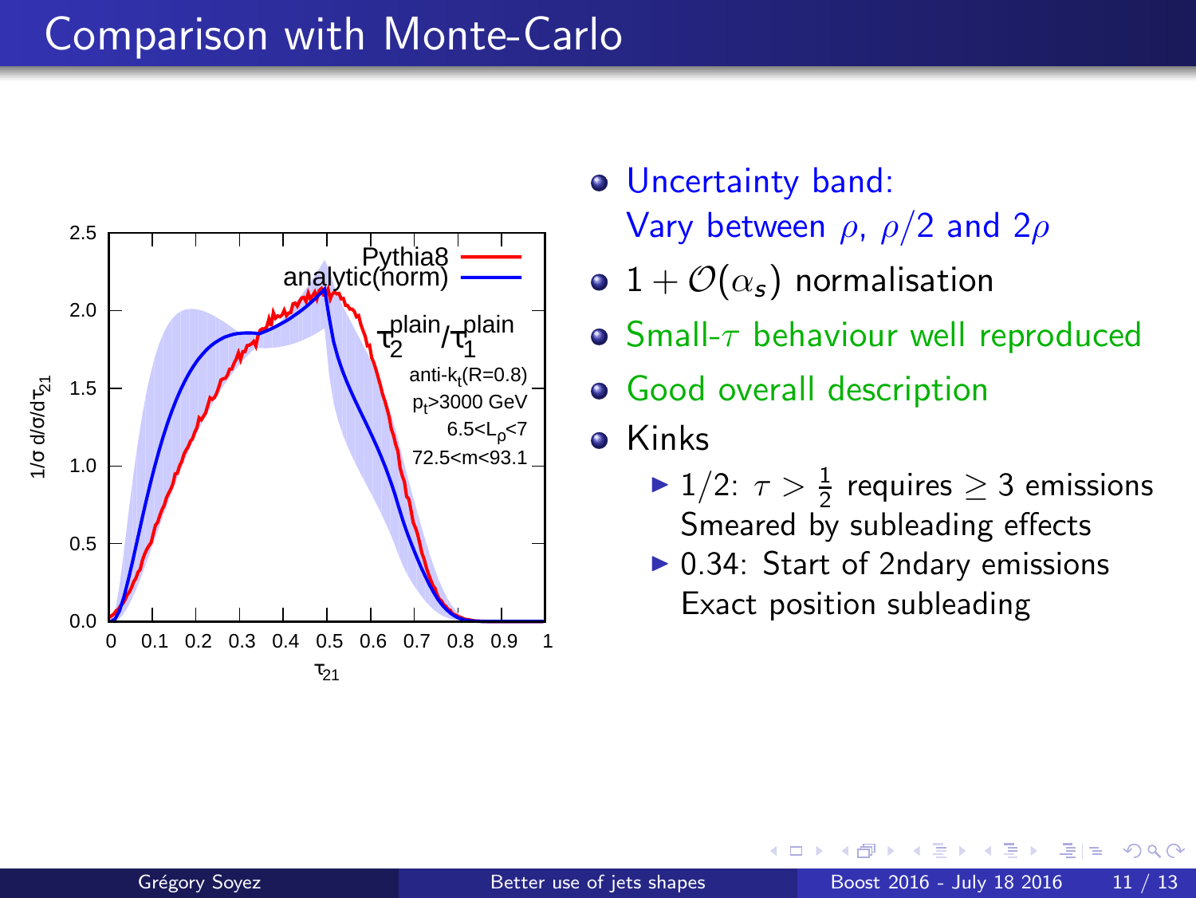# Comparison with Monte-Carlo

- Uncertainty band:
  Vary between $\rho$, $\rho/2$ and $2\rho$
- $1 + \mathcal{O}(\alpha_s)$ normalisation
- Small-$\tau$ behaviour well reproduced
- Good overall description
- Kinks
  - $1/2$: $\tau > \frac{1}{2}$ requires $\geq 3$ emissions
    Smeared by subleading effects
  - 0.34: Start of 2ndary emissions
    Exact position subleading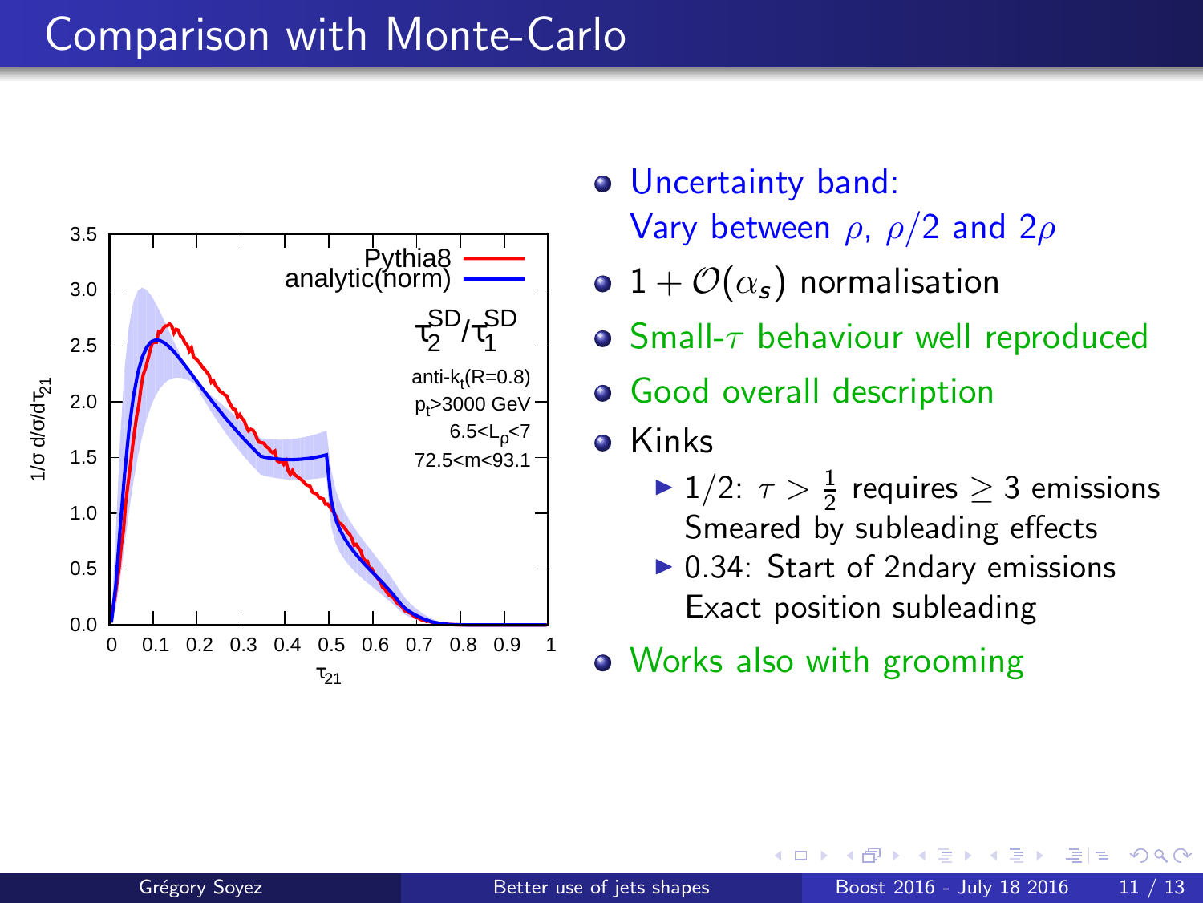# Comparison with Monte-Carlo

- Uncertainty band:
  Vary between $\rho$, $\rho/2$ and $2\rho$
- $1 + \mathcal{O}(\alpha_s)$ normalisation
- Small-$\tau$ behaviour well reproduced
- Good overall description
- Kinks
  - 1/2: $\tau > \frac{1}{2}$ requires $\geq 3$ emissions
    Smeared by subleading effects
  - 0.34: Start of 2ndary emissions
    Exact position subleading
- Works also with grooming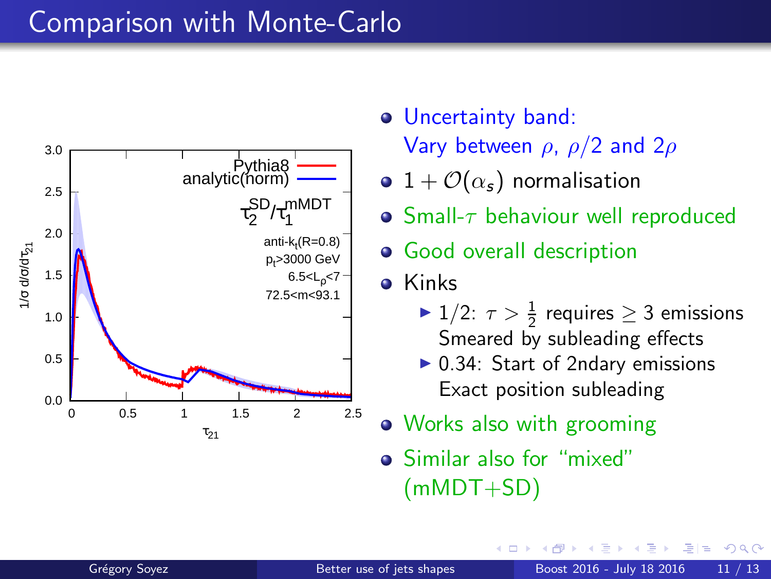# Comparison with Monte-Carlo

- Uncertainty band:
  Vary between $\rho$, $\rho/2$ and $2\rho$
- $1 + \mathcal{O}(\alpha_s)$ normalisation
- Small-$\tau$ behaviour well reproduced
- Good overall description
- Kinks
  - 1/2: $\tau > \frac{1}{2}$ requires $\geq 3$ emissions
    Smeared by subleading effects
  - 0.34: Start of 2ndary emissions
    Exact position subleading
- Works also with grooming
- Similar also for "mixed" (mMDT+SD)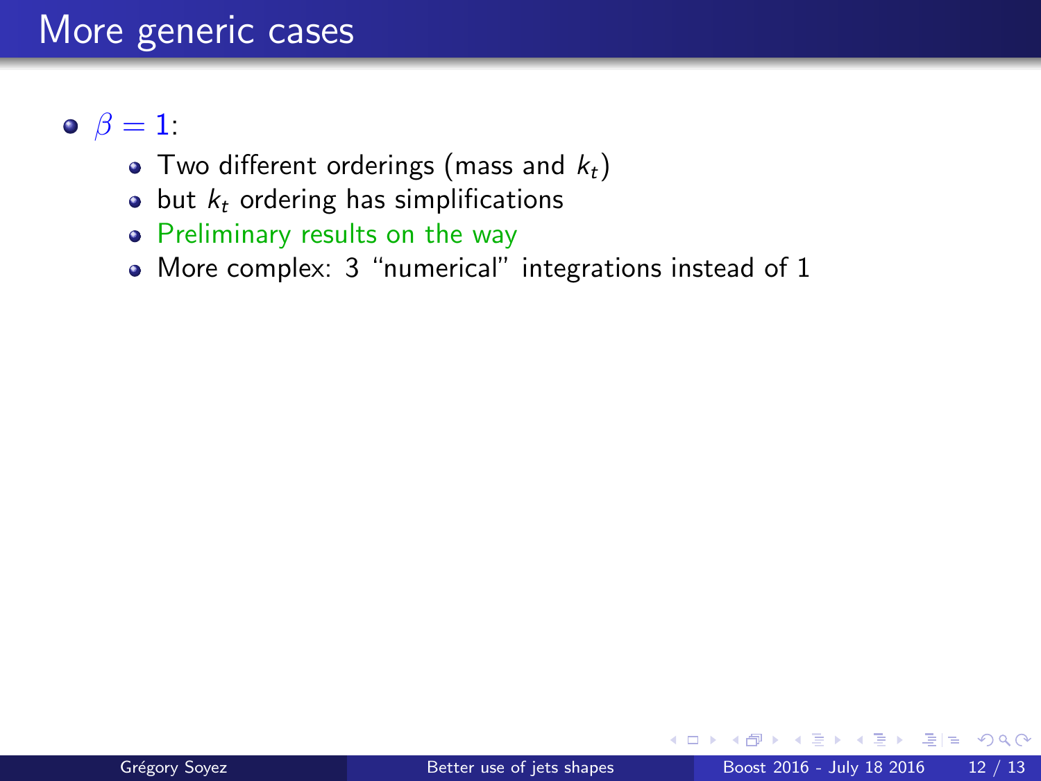# More generic cases

- $\beta = 1$:
  - Two different orderings (mass and $k_t$)
  - but $k_t$ ordering has simplifications
  - Preliminary results on the way
  - More complex: 3 "numerical" integrations instead of 1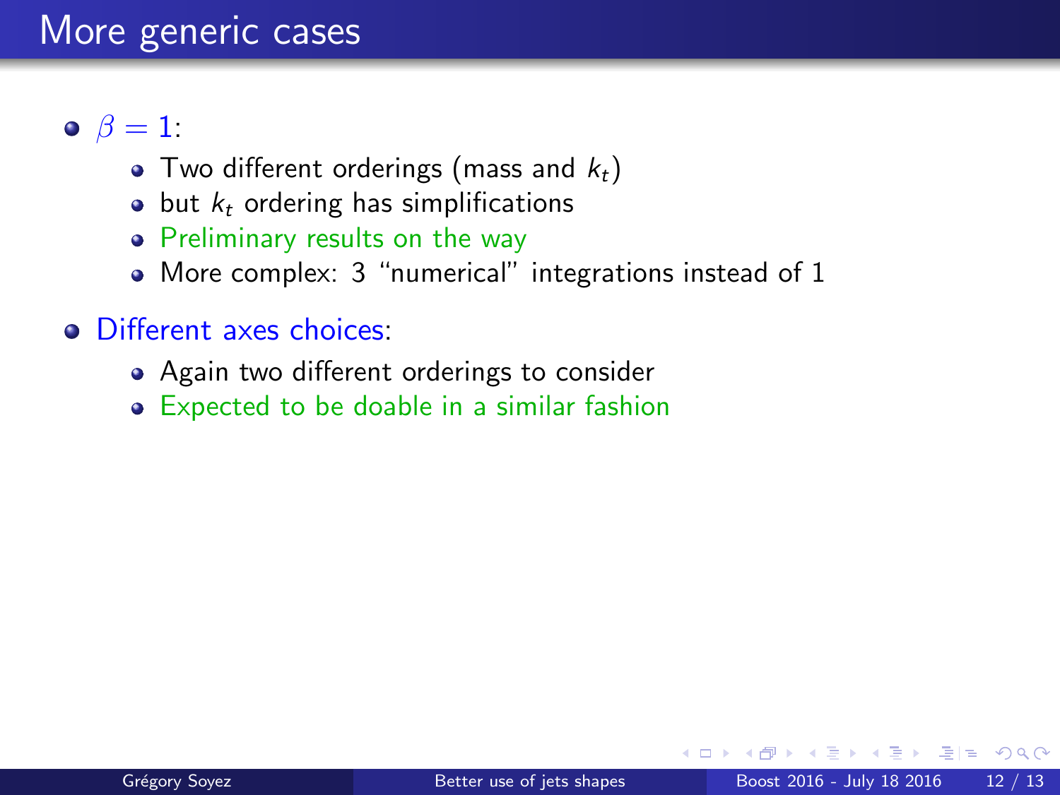# More generic cases

- $\beta = 1$:
  - Two different orderings (mass and $k_t$)
  - but $k_t$ ordering has simplifications
  - Preliminary results on the way
  - More complex: 3 "numerical" integrations instead of 1
- Different axes choices:
  - Again two different orderings to consider
  - Expected to be doable in a similar fashion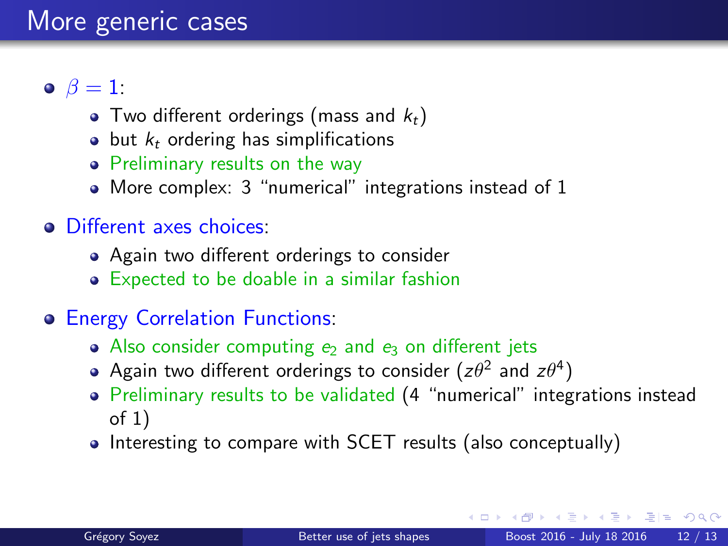# More generic cases

- $\beta = 1$:
  - Two different orderings (mass and $k_t$)
  - but $k_t$ ordering has simplifications
  - Preliminary results on the way
  - More complex: 3 "numerical" integrations instead of 1
- Different axes choices:
  - Again two different orderings to consider
  - Expected to be doable in a similar fashion
- Energy Correlation Functions:
  - Also consider computing $e_2$ and $e_3$ on different jets
  - Again two different orderings to consider ($z\theta^2$ and $z\theta^4$)
  - Preliminary results to be validated (4 "numerical" integrations instead of 1)
  - Interesting to compare with SCET results (also conceptually)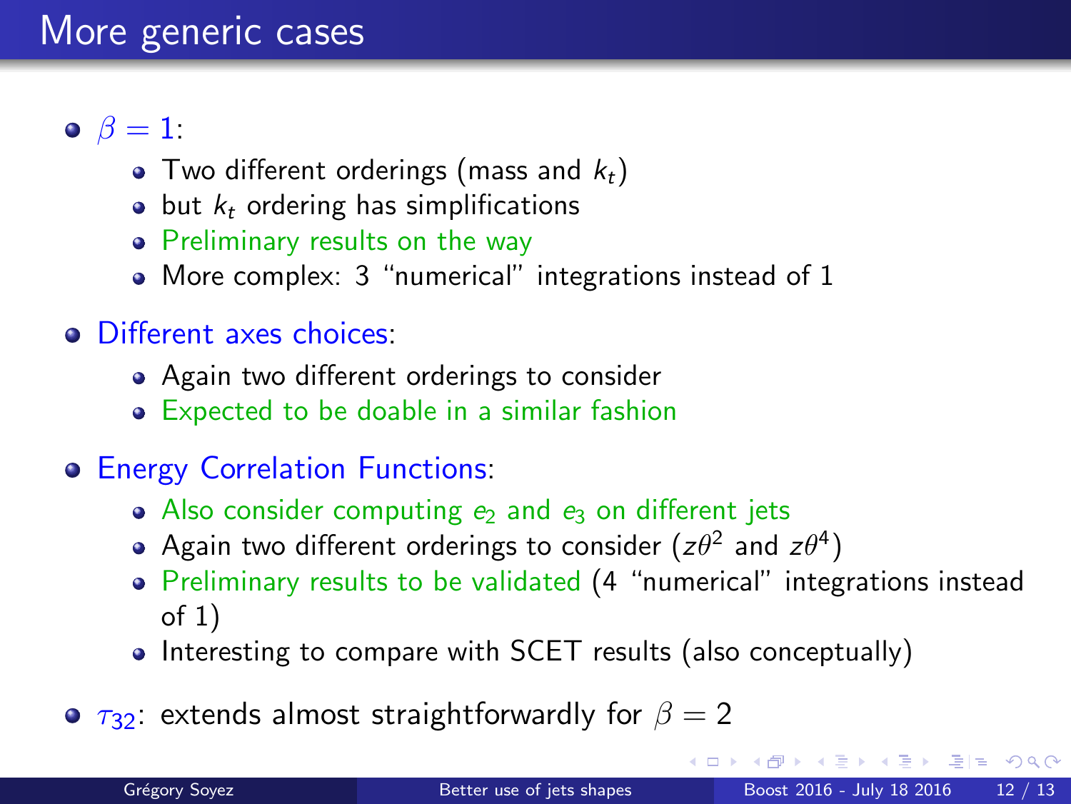# More generic cases

- $\beta = 1$:
  - Two different orderings (mass and $k_t$)
  - but $k_t$ ordering has simplifications
  - Preliminary results on the way
  - More complex: 3 “numerical” integrations instead of 1
- Different axes choices:
  - Again two different orderings to consider
  - Expected to be doable in a similar fashion
- Energy Correlation Functions:
  - Also consider computing $e_2$ and $e_3$ on different jets
  - Again two different orderings to consider ($z\theta^2$ and $z\theta^4$)
  - Preliminary results to be validated (4 “numerical” integrations instead of 1)
  - Interesting to compare with SCET results (also conceptually)
- $\tau_{32}$: extends almost straightforwardly for $\beta = 2$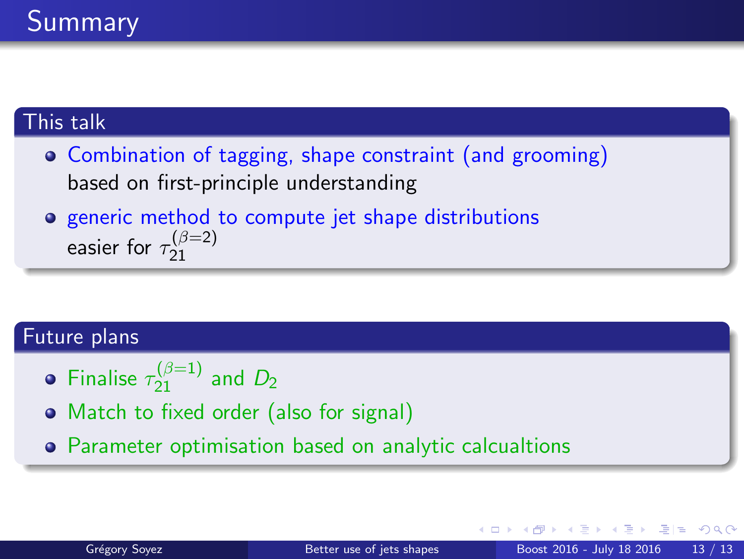# Summary

## This talk

- Combination of tagging, shape constraint (and grooming) based on first-principle understanding
- generic method to compute jet shape distributions easier for $\tau_{21}^{(\beta=2)}$

## Future plans

- Finalise $\tau_{21}^{(\beta=1)}$ and $D_2$
- Match to fixed order (also for signal)
- Parameter optimisation based on analytic calcualtions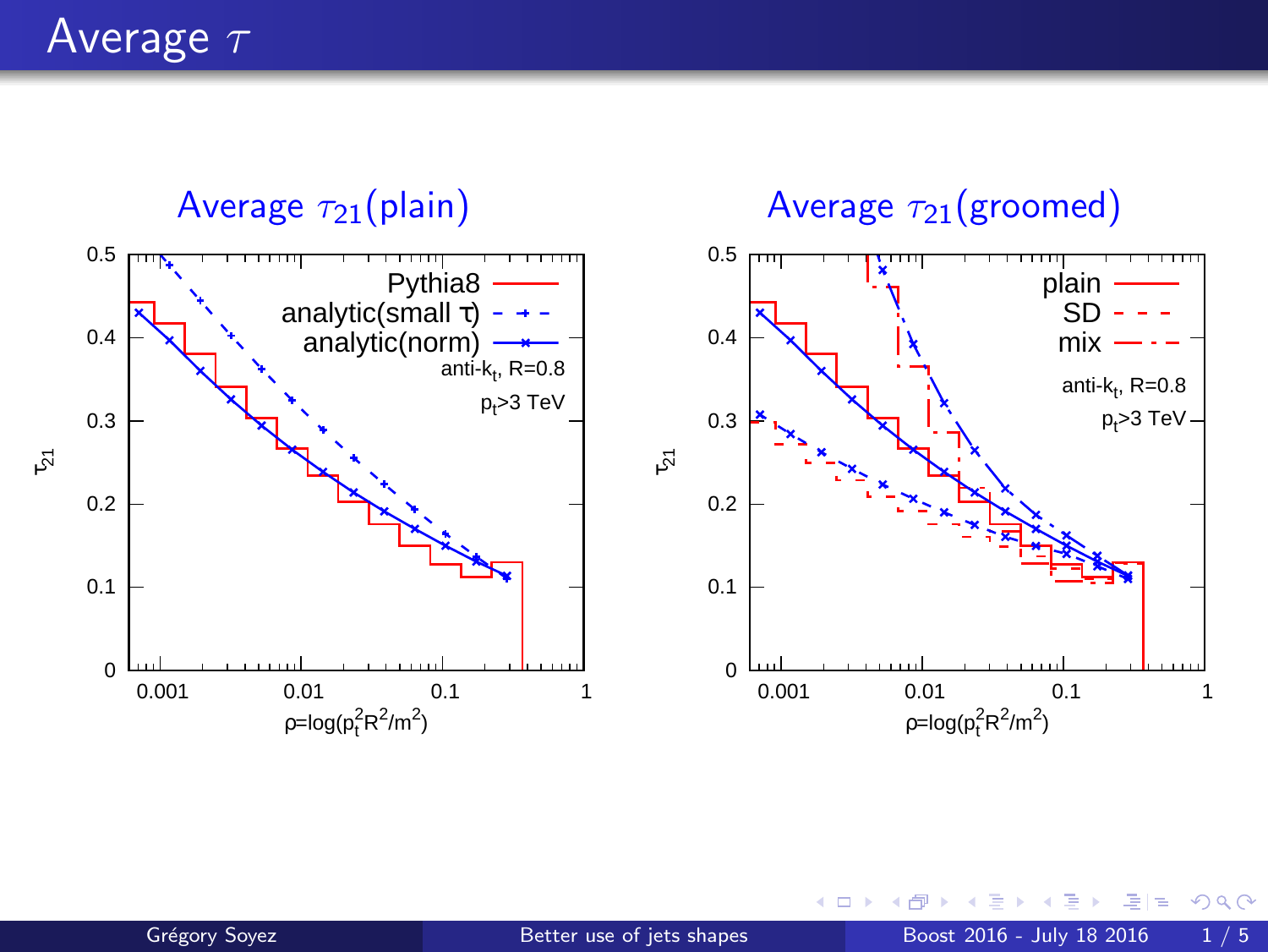# Average $\tau$

## Average $\tau_{21}$(plain)

## Average $\tau_{21}$(groomed)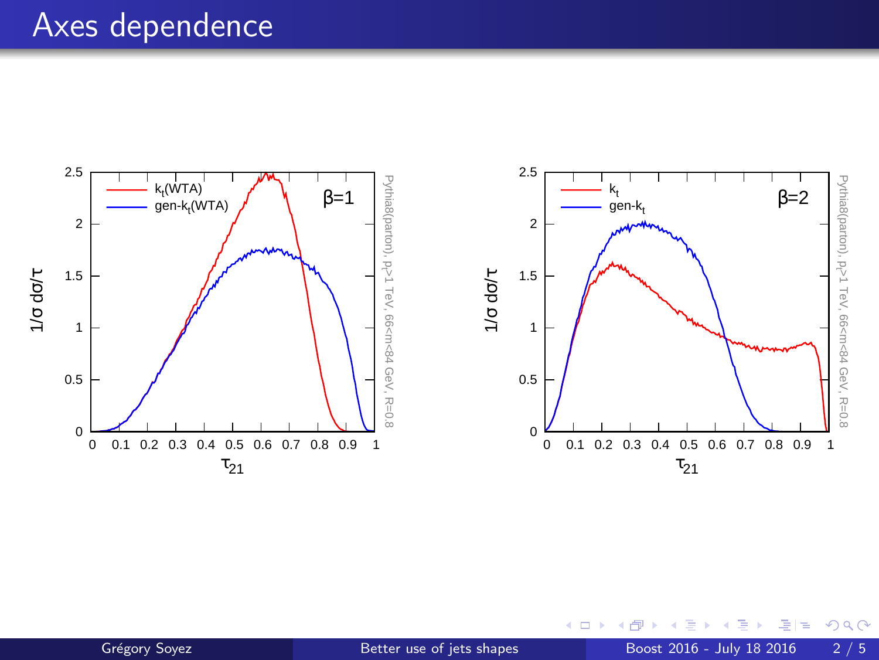# Axes dependence

Left plot: $\beta$=1, curves: $k_t$(WTA), gen-$k_t$(WTA). Axes: $\tau_{21}$ (horizontal, 0 to 1), $1/\sigma\, d\sigma/\tau$ (vertical, 0 to 2.5). Side label: Pythia8(parton), $p_t$>1 TeV, 66<m<84 GeV, R=0.8

Right plot: $\beta$=2, curves: $k_t$, gen-$k_t$. Axes: $\tau_{21}$ (horizontal, 0 to 1), $1/\sigma\, d\sigma/\tau$ (vertical, 0 to 2.5). Side label: Pythia8(parton), $p_t$>1 TeV, 66<m<84 GeV, R=0.8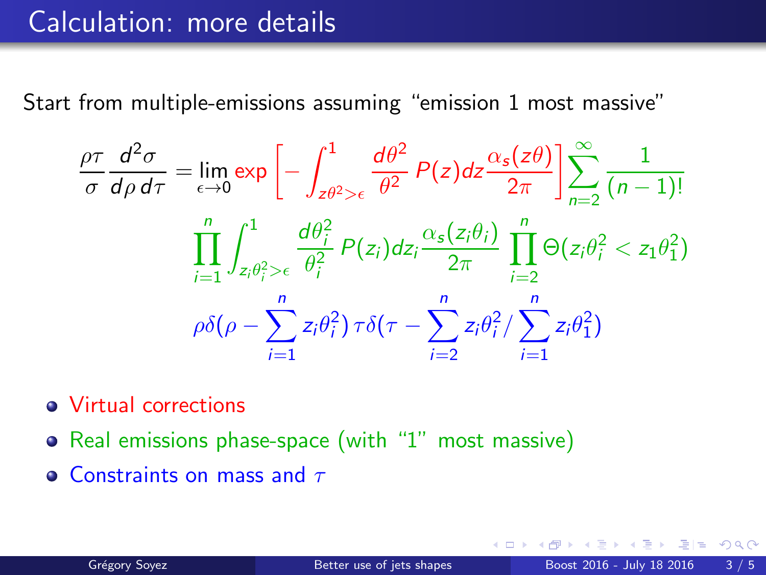# Calculation: more details

Start from multiple-emissions assuming "emission 1 most massive"

$$
\frac{\rho\tau}{\sigma}\frac{d^2\sigma}{d\rho\, d\tau} = \lim_{\epsilon\to 0} \exp\left[-\int_{z\theta^2>\epsilon}^{1} \frac{d\theta^2}{\theta^2}\, P(z) dz \frac{\alpha_s(z\theta)}{2\pi}\right] \sum_{n=2}^{\infty} \frac{1}{(n-1)!}
$$

$$
\prod_{i=1}^{n} \int_{z_i\theta_i^2>\epsilon}^{1} \frac{d\theta_i^2}{\theta_i^2}\, P(z_i) dz_i \frac{\alpha_s(z_i\theta_i)}{2\pi} \prod_{i=2}^{n} \Theta(z_i\theta_i^2 < z_1\theta_1^2)
$$

$$
\rho\delta(\rho - \sum_{i=1}^{n} z_i\theta_i^2)\, \tau\delta(\tau - \sum_{i=2}^{n} z_i\theta_i^2 / \sum_{i=1}^{n} z_i\theta_1^2)
$$

- Virtual corrections
- Real emissions phase-space (with "1" most massive)
- Constraints on mass and $\tau$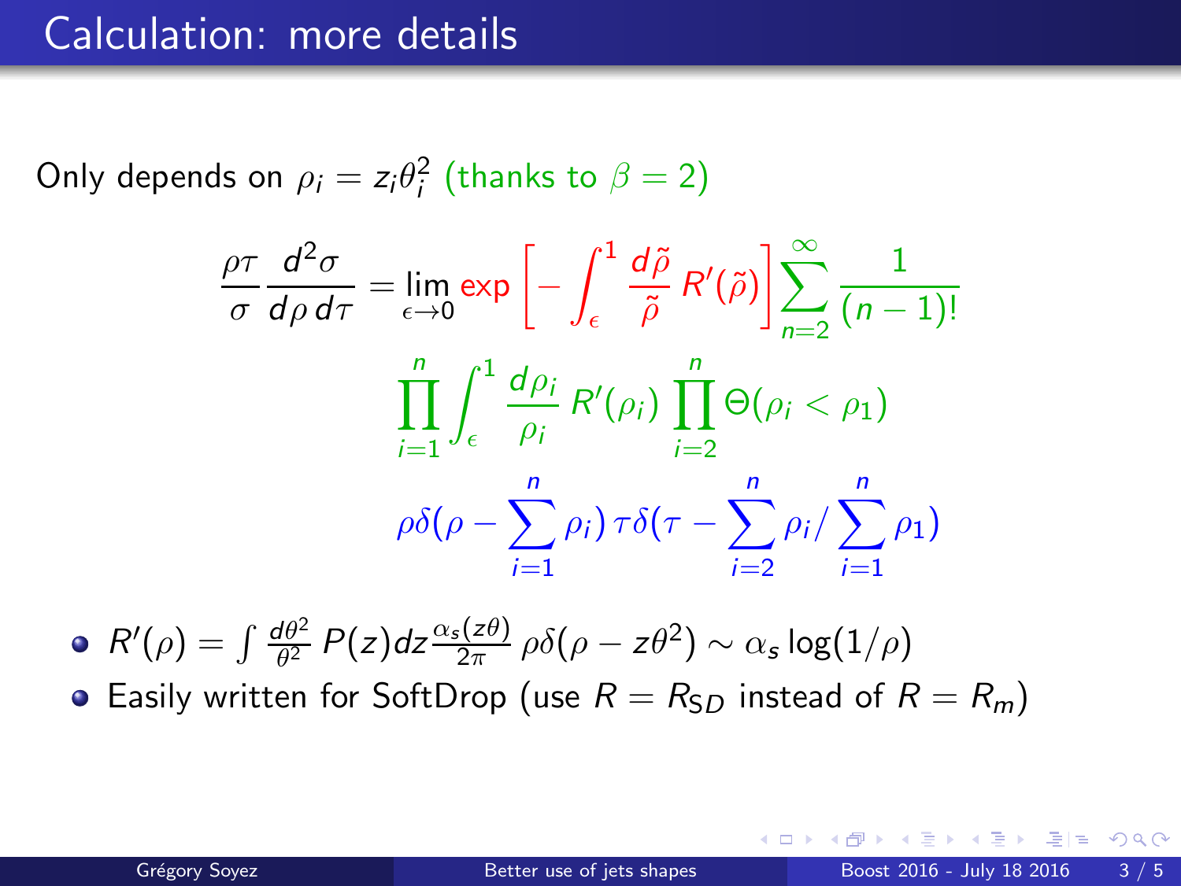# Calculation: more details

Only depends on $\rho_i = z_i\theta_i^2$ (thanks to $\beta = 2$)

$$
\frac{\rho\tau}{\sigma}\frac{d^2\sigma}{d\rho\, d\tau} = \lim_{\epsilon\to 0} \exp\left[-\int_\epsilon^1 \frac{d\tilde{\rho}}{\tilde{\rho}}\, R'(\tilde{\rho})\right] \sum_{n=2}^{\infty} \frac{1}{(n-1)!}
$$

$$
\prod_{i=1}^{n} \int_\epsilon^1 \frac{d\rho_i}{\rho_i}\, R'(\rho_i) \prod_{i=2}^{n} \Theta(\rho_i < \rho_1)
$$

$$
\rho\delta(\rho - \sum_{i=1}^{n}\rho_i)\, \tau\delta(\tau - \sum_{i=2}^{n}\rho_i / \sum_{i=1}^{n}\rho_1)
$$

- $R'(\rho) = \int \frac{d\theta^2}{\theta^2} P(z) dz \frac{\alpha_s(z\theta)}{2\pi}\, \rho\delta(\rho - z\theta^2) \sim \alpha_s \log(1/\rho)$
- Easily written for SoftDrop (use $R = R_{SD}$ instead of $R = R_m$)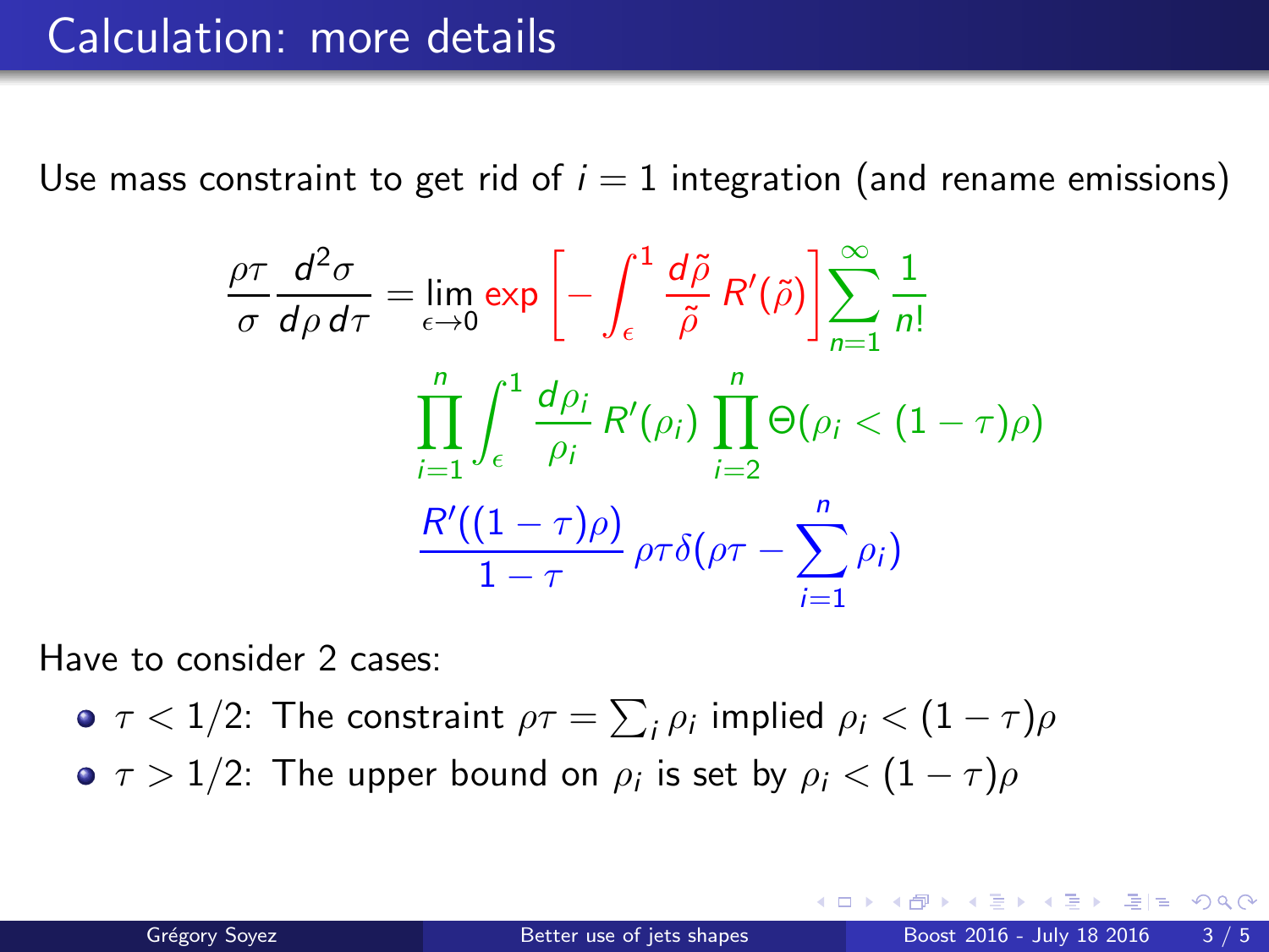# Calculation: more details

Use mass constraint to get rid of $i = 1$ integration (and rename emissions)

$$\frac{\rho\tau}{\sigma}\frac{d^2\sigma}{d\rho\, d\tau} = \lim_{\epsilon\to 0} \exp\left[-\int_\epsilon^1 \frac{d\tilde{\rho}}{\tilde{\rho}}\, R'(\tilde{\rho})\right] \sum_{n=1}^{\infty} \frac{1}{n!}$$

$$\prod_{i=1}^{n} \int_\epsilon^1 \frac{d\rho_i}{\rho_i}\, R'(\rho_i) \prod_{i=2}^{n} \Theta(\rho_i < (1-\tau)\rho)$$

$$\frac{R'((1-\tau)\rho)}{1-\tau}\, \rho\tau\delta(\rho\tau - \sum_{i=1}^{n} \rho_i)$$

Have to consider 2 cases:

- $\tau < 1/2$: The constraint $\rho\tau = \sum_i \rho_i$ implied $\rho_i < (1-\tau)\rho$
- $\tau > 1/2$: The upper bound on $\rho_i$ is set by $\rho_i < (1-\tau)\rho$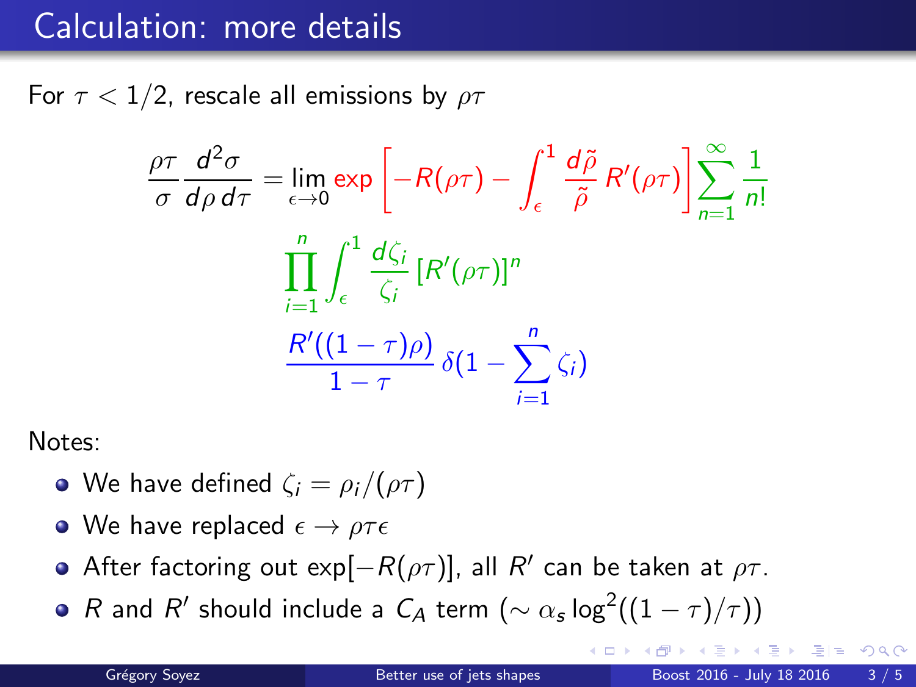# Calculation: more details

For $\tau < 1/2$, rescale all emissions by $\rho\tau$

$$\frac{\rho\tau}{\sigma}\frac{d^2\sigma}{d\rho\, d\tau} = \lim_{\epsilon\to 0} \exp\left[-R(\rho\tau) - \int_\epsilon^1 \frac{d\tilde{\rho}}{\tilde{\rho}}\, R'(\rho\tau)\right] \sum_{n=1}^{\infty} \frac{1}{n!}$$

$$\prod_{i=1}^{n} \int_\epsilon^1 \frac{d\zeta_i}{\zeta_i} \left[R'(\rho\tau)\right]^n$$

$$\frac{R'((1-\tau)\rho)}{1-\tau}\, \delta(1 - \sum_{i=1}^{n} \zeta_i)$$

Notes:

- We have defined $\zeta_i = \rho_i/(\rho\tau)$
- We have replaced $\epsilon \to \rho\tau\epsilon$
- After factoring out $\exp[-R(\rho\tau)]$, all $R'$ can be taken at $\rho\tau$.
- $R$ and $R'$ should include a $C_A$ term ($\sim \alpha_s \log^2((1-\tau)/\tau)$)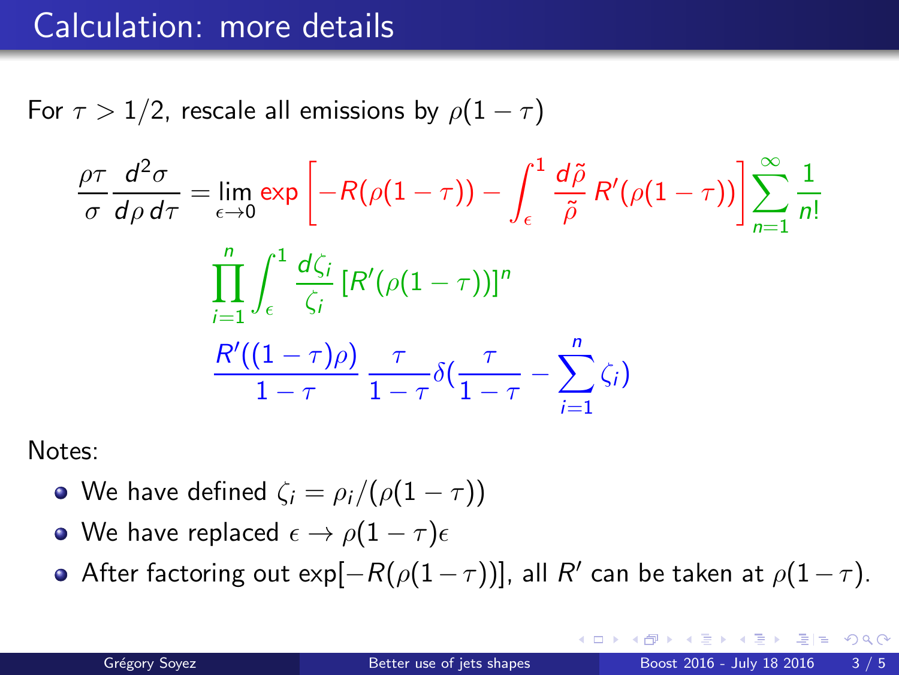# Calculation: more details

For $\tau > 1/2$, rescale all emissions by $\rho(1-\tau)$

$$\frac{\rho\tau}{\sigma}\frac{d^2\sigma}{d\rho\, d\tau} = \lim_{\epsilon\to 0} \exp\left[-R(\rho(1-\tau)) - \int_\epsilon^1 \frac{d\tilde{\rho}}{\tilde{\rho}} R'(\rho(1-\tau))\right] \sum_{n=1}^{\infty} \frac{1}{n!}$$

$$\prod_{i=1}^{n} \int_\epsilon^1 \frac{d\zeta_i}{\zeta_i} \left[R'(\rho(1-\tau))\right]^n$$

$$\frac{R'((1-\tau)\rho)}{1-\tau}\, \frac{\tau}{1-\tau} \delta\left(\frac{\tau}{1-\tau} - \sum_{i=1}^{n} \zeta_i\right)$$

Notes:

- We have defined $\zeta_i = \rho_i/(\rho(1-\tau))$
- We have replaced $\epsilon \to \rho(1-\tau)\epsilon$
- After factoring out $\exp[-R(\rho(1-\tau))]$, all $R'$ can be taken at $\rho(1-\tau)$.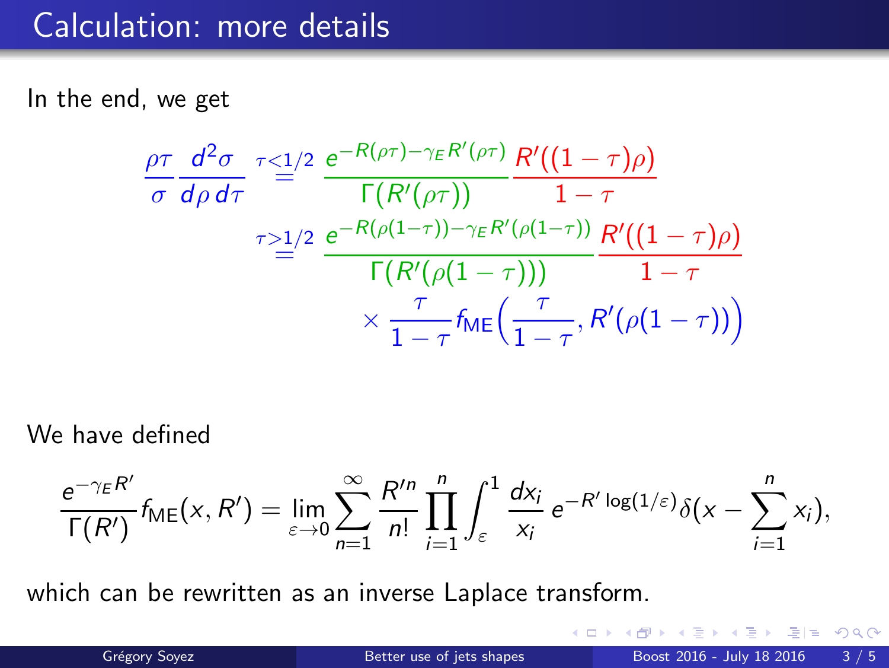# Calculation: more details

In the end, we get

$$
\frac{\rho\tau}{\sigma}\frac{d^2\sigma}{d\rho\, d\tau} \overset{\tau<1/2}{=} \frac{e^{-R(\rho\tau)-\gamma_E R'(\rho\tau)}}{\Gamma(R'(\rho\tau))}\frac{R'((1-\tau)\rho)}{1-\tau}
$$

$$
\overset{\tau>1/2}{=} \frac{e^{-R(\rho(1-\tau))-\gamma_E R'(\rho(1-\tau))}}{\Gamma(R'(\rho(1-\tau)))}\frac{R'((1-\tau)\rho)}{1-\tau} \times \frac{\tau}{1-\tau} f_{\text{ME}}\Big(\frac{\tau}{1-\tau}, R'(\rho(1-\tau))\Big)
$$

We have defined

$$
\frac{e^{-\gamma_E R'}}{\Gamma(R')} f_{\text{ME}}(x, R') = \lim_{\varepsilon\to 0}\sum_{n=1}^{\infty}\frac{R'^n}{n!}\prod_{i=1}^{n}\int_{\varepsilon}^{1}\frac{dx_i}{x_i}\, e^{-R'\log(1/\varepsilon)}\delta(x-\sum_{i=1}^{n}x_i),
$$

which can be rewritten as an inverse Laplace transform.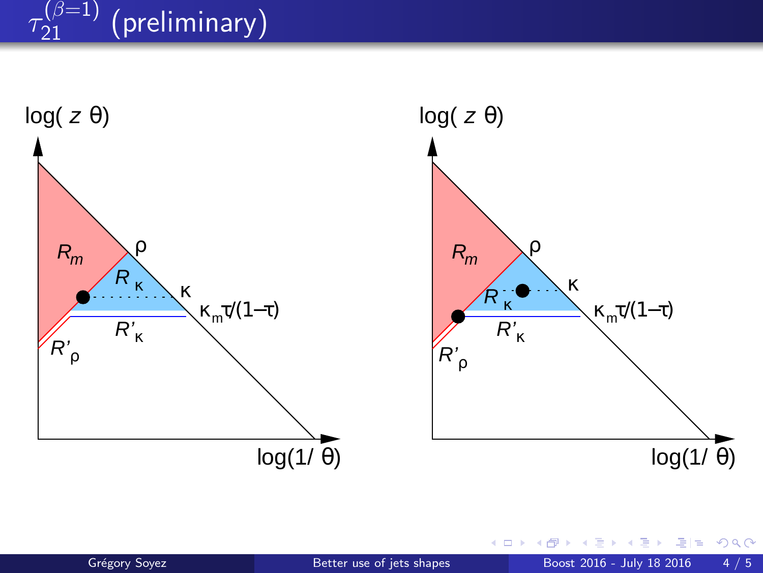# $\tau_{21}^{(\beta=1)}$ (preliminary)

$\log(z\,\theta)$

$R_m$ $\rho$ $R_\kappa$ $\kappa$ $\kappa_m\tau/(1-\tau)$ $R'_\kappa$ $R'_\rho$

$\log(1/\theta)$

$\log(z\,\theta)$

$R_m$ $\rho$ $R_\kappa$ $\kappa$ $\kappa_m\tau/(1-\tau)$ $R'_\kappa$ $R'_\rho$

$\log(1/\theta)$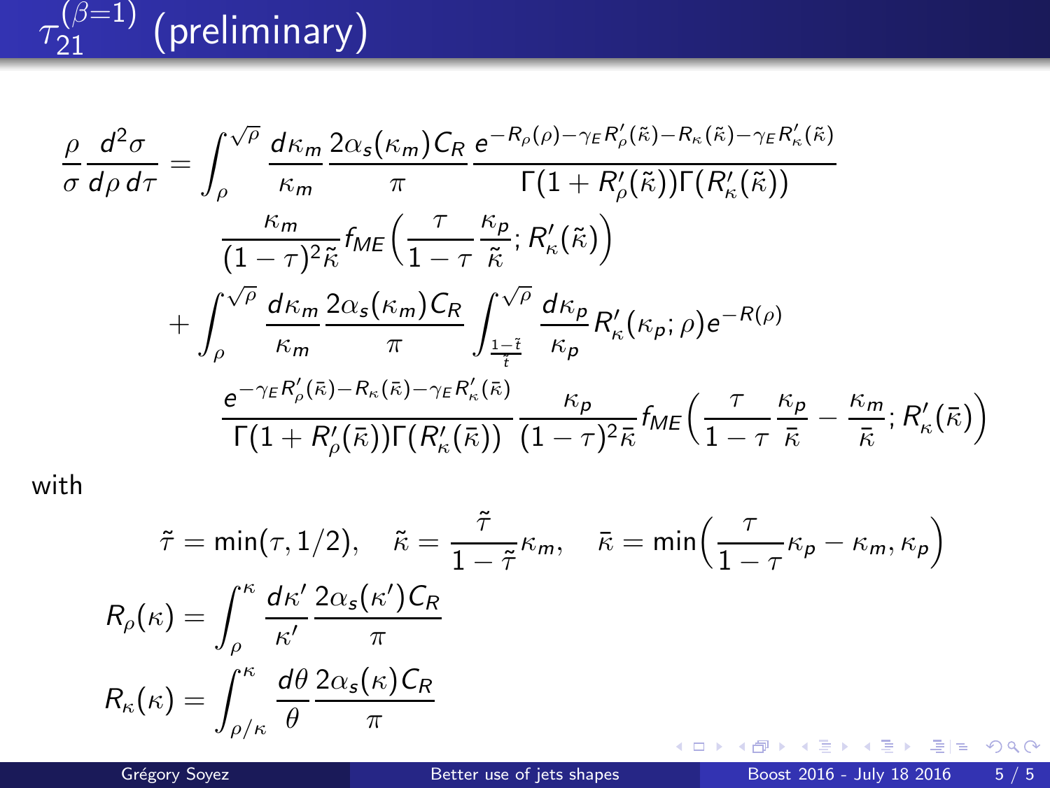# $\tau_{21}^{(\beta=1)}$ (preliminary)

$$
\begin{aligned}
\frac{\rho}{\sigma}\frac{d^2\sigma}{d\rho\, d\tau} = & \int_{\rho}^{\sqrt{\rho}} \frac{d\kappa_m}{\kappa_m}\frac{2\alpha_s(\kappa_m)C_R}{\pi}\frac{e^{-R_\rho(\rho)-\gamma_E R'_\rho(\tilde{\kappa})-R_\kappa(\tilde{\kappa})-\gamma_E R'_\kappa(\tilde{\kappa})}}{\Gamma(1+R'_\rho(\tilde{\kappa}))\Gamma(R'_\kappa(\tilde{\kappa}))} \\
& \frac{\kappa_m}{(1-\tau)^2\tilde{\kappa}} f_{ME}\left(\frac{\tau}{1-\tau}\frac{\kappa_p}{\tilde{\kappa}}; R'_\kappa(\tilde{\kappa})\right) \\
& + \int_{\rho}^{\sqrt{\rho}} \frac{d\kappa_m}{\kappa_m}\frac{2\alpha_s(\kappa_m)C_R}{\pi}\int_{\frac{1-\tilde{t}}{\tilde{t}}}^{\sqrt{\rho}} \frac{d\kappa_p}{\kappa_p} R'_\kappa(\kappa_p;\rho) e^{-R(\rho)} \\
& \frac{e^{-\gamma_E R'_\rho(\bar{\kappa})-R_\kappa(\bar{\kappa})-\gamma_E R'_\kappa(\bar{\kappa})}}{\Gamma(1+R'_\rho(\bar{\kappa}))\Gamma(R'_\kappa(\bar{\kappa}))}\frac{\kappa_p}{(1-\tau)^2\bar{\kappa}} f_{ME}\left(\frac{\tau}{1-\tau}\frac{\kappa_p}{\bar{\kappa}} - \frac{\kappa_m}{\bar{\kappa}}; R'_\kappa(\bar{\kappa})\right)
\end{aligned}
$$

with

$$
\tilde{\tau} = \min(\tau, 1/2), \quad \tilde{\kappa} = \frac{\tilde{\tau}}{1-\tilde{\tau}}\kappa_m, \quad \bar{\kappa} = \min\left(\frac{\tau}{1-\tau}\kappa_p - \kappa_m, \kappa_p\right)
$$

$$
R_\rho(\kappa) = \int_{\rho}^{\kappa} \frac{d\kappa'}{\kappa'}\frac{2\alpha_s(\kappa')C_R}{\pi}
$$

$$
R_\kappa(\kappa) = \int_{\rho/\kappa}^{\kappa} \frac{d\theta}{\theta}\frac{2\alpha_s(\kappa)C_R}{\pi}
$$